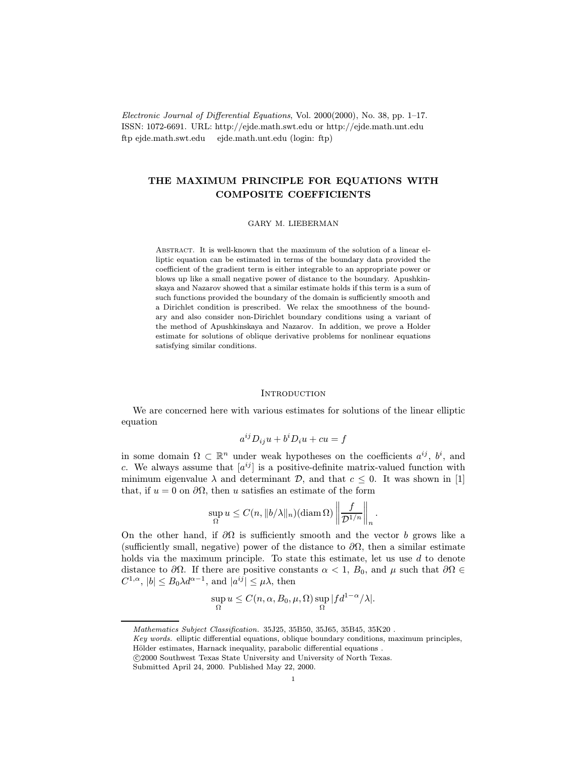*Electronic Journal of Differential Equations*, Vol. 2000(2000), No. 38, pp. 1–17.
ISSN: 1072-6691. URL: http://ejde.math.swt.edu or http://ejde.math.unt.edu
ftp ejde.math.swt.edu ejde.math.unt.edu (login: ftp)

# THE MAXIMUM PRINCIPLE FOR EQUATIONS WITH COMPOSITE COEFFICIENTS

GARY M. LIEBERMAN

Abstract. It is well-known that the maximum of the solution of a linear elliptic equation can be estimated in terms of the boundary data provided the coefficient of the gradient term is either integrable to an appropriate power or blows up like a small negative power of distance to the boundary. Apushkinskaya and Nazarov showed that a similar estimate holds if this term is a sum of such functions provided the boundary of the domain is sufficiently smooth and a Dirichlet condition is prescribed. We relax the smoothness of the boundary and also consider non-Dirichlet boundary conditions using a variant of the method of Apushkinskaya and Nazarov. In addition, we prove a Holder estimate for solutions of oblique derivative problems for nonlinear equations satisfying similar conditions.

## Introduction

We are concerned here with various estimates for solutions of the linear elliptic equation

$$a^{ij}D_{ij}u + b^iD_iu + cu = f$$

in some domain $\Omega \subset \mathbb{R}^n$ under weak hypotheses on the coefficients $a^{ij}$, $b^i$, and $c$. We always assume that $[a^{ij}]$ is a positive-definite matrix-valued function with minimum eigenvalue $\lambda$ and determinant $\mathcal{D}$, and that $c \le 0$. It was shown in [1] that, if $u = 0$ on $\partial\Omega$, then $u$ satisfies an estimate of the form

$$\sup_{\Omega} u \le C(n, \|b/\lambda\|_n)(\operatorname{diam}\Omega)\left\|\frac{f}{\mathcal{D}^{1/n}}\right\|_n.$$

On the other hand, if $\partial\Omega$ is sufficiently smooth and the vector $b$ grows like a (sufficiently small, negative) power of the distance to $\partial\Omega$, then a similar estimate holds via the maximum principle. To state this estimate, let us use $d$ to denote distance to $\partial\Omega$. If there are positive constants $\alpha < 1$, $B_0$, and $\mu$ such that $\partial\Omega \in C^{1,\alpha}$, $|b| \le B_0\lambda d^{\alpha-1}$, and $|a^{ij}| \le \mu\lambda$, then

$$\sup_{\Omega} u \le C(n, \alpha, B_0, \mu, \Omega)\sup_{\Omega}|fd^{1-\alpha}/\lambda|.$$

---

*Mathematics Subject Classification.* 35J25, 35B50, 35J65, 35B45, 35K20 .
*Key words.* elliptic differential equations, oblique boundary conditions, maximum principles, Hölder estimates, Harnack inequality, parabolic differential equations .
©2000 Southwest Texas State University and University of North Texas.
Submitted April 24, 2000. Published May 22, 2000.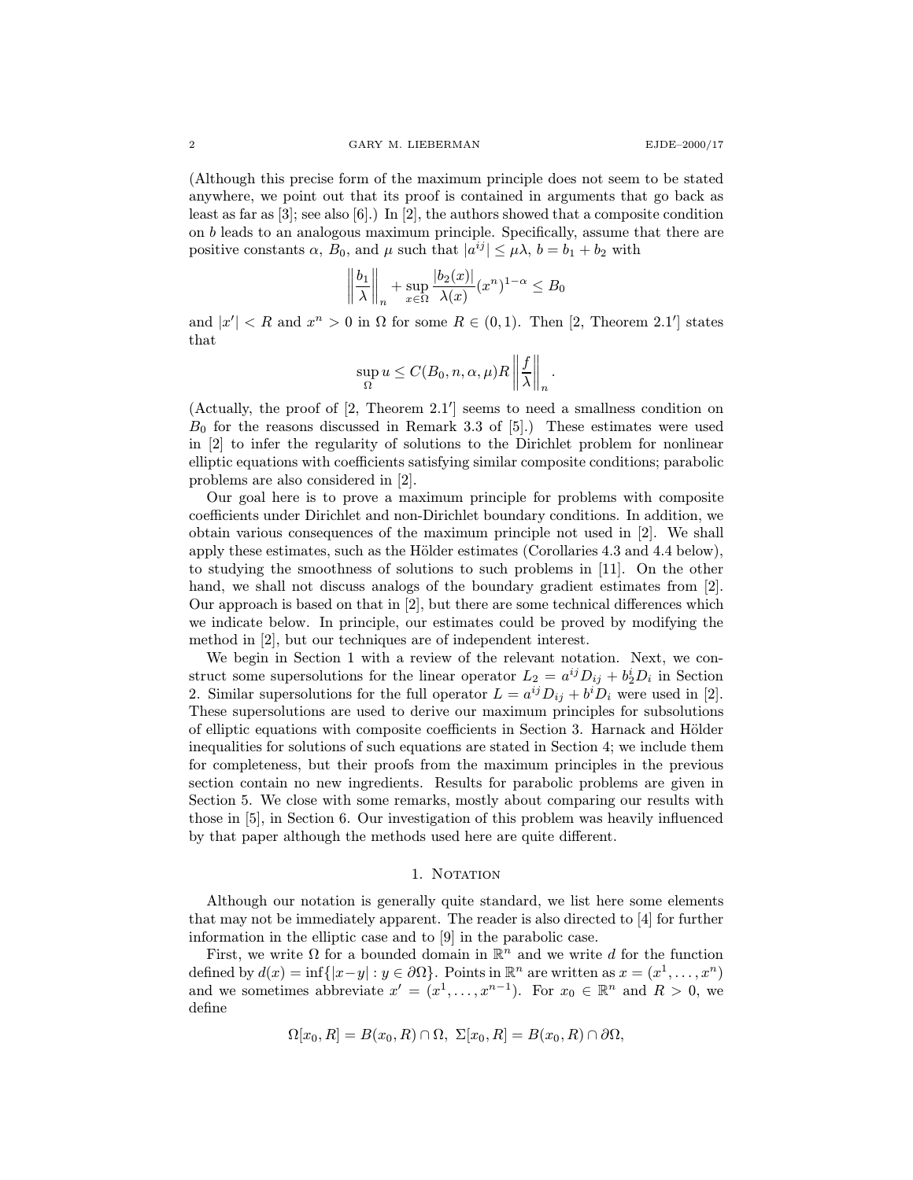(Although this precise form of the maximum principle does not seem to be stated anywhere, we point out that its proof is contained in arguments that go back as least as far as [3]; see also [6].) In [2], the authors showed that a composite condition on $b$ leads to an analogous maximum principle. Specifically, assume that there are positive constants $\alpha$, $B_0$, and $\mu$ such that $|a^{ij}| \le \mu\lambda$, $b = b_1 + b_2$ with

$$\left\|\frac{b_1}{\lambda}\right\|_n + \sup_{x\in\Omega} \frac{|b_2(x)|}{\lambda(x)}(x^n)^{1-\alpha} \le B_0$$

and $|x'| < R$ and $x^n > 0$ in $\Omega$ for some $R \in (0,1)$. Then [2, Theorem 2.1′] states that

$$\sup_\Omega u \le C(B_0, n, \alpha, \mu) R \left\|\frac{f}{\lambda}\right\|_n.$$

(Actually, the proof of [2, Theorem 2.1′] seems to need a smallness condition on $B_0$ for the reasons discussed in Remark 3.3 of [5].) These estimates were used in [2] to infer the regularity of solutions to the Dirichlet problem for nonlinear elliptic equations with coefficients satisfying similar composite conditions; parabolic problems are also considered in [2].

Our goal here is to prove a maximum principle for problems with composite coefficients under Dirichlet and non-Dirichlet boundary conditions. In addition, we obtain various consequences of the maximum principle not used in [2]. We shall apply these estimates, such as the Hölder estimates (Corollaries 4.3 and 4.4 below), to studying the smoothness of solutions to such problems in [11]. On the other hand, we shall not discuss analogs of the boundary gradient estimates from [2]. Our approach is based on that in [2], but there are some technical differences which we indicate below. In principle, our estimates could be proved by modifying the method in [2], but our techniques are of independent interest.

We begin in Section 1 with a review of the relevant notation. Next, we construct some supersolutions for the linear operator $L_2 = a^{ij}D_{ij} + b_2^i D_i$ in Section 2. Similar supersolutions for the full operator $L = a^{ij}D_{ij} + b^i D_i$ were used in [2]. These supersolutions are used to derive our maximum principles for subsolutions of elliptic equations with composite coefficients in Section 3. Harnack and Hölder inequalities for solutions of such equations are stated in Section 4; we include them for completeness, but their proofs from the maximum principles in the previous section contain no new ingredients. Results for parabolic problems are given in Section 5. We close with some remarks, mostly about comparing our results with those in [5], in Section 6. Our investigation of this problem was heavily influenced by that paper although the methods used here are quite different.

## 1. Notation

Although our notation is generally quite standard, we list here some elements that may not be immediately apparent. The reader is also directed to [4] for further information in the elliptic case and to [9] in the parabolic case.

First, we write $\Omega$ for a bounded domain in $\mathbb{R}^n$ and we write $d$ for the function defined by $d(x) = \inf\{|x-y| : y \in \partial\Omega\}$. Points in $\mathbb{R}^n$ are written as $x = (x^1, \dots, x^n)$ and we sometimes abbreviate $x' = (x^1, \dots, x^{n-1})$. For $x_0 \in \mathbb{R}^n$ and $R > 0$, we define

$$\Omega[x_0, R] = B(x_0, R) \cap \Omega,\ \Sigma[x_0, R] = B(x_0, R) \cap \partial\Omega,$$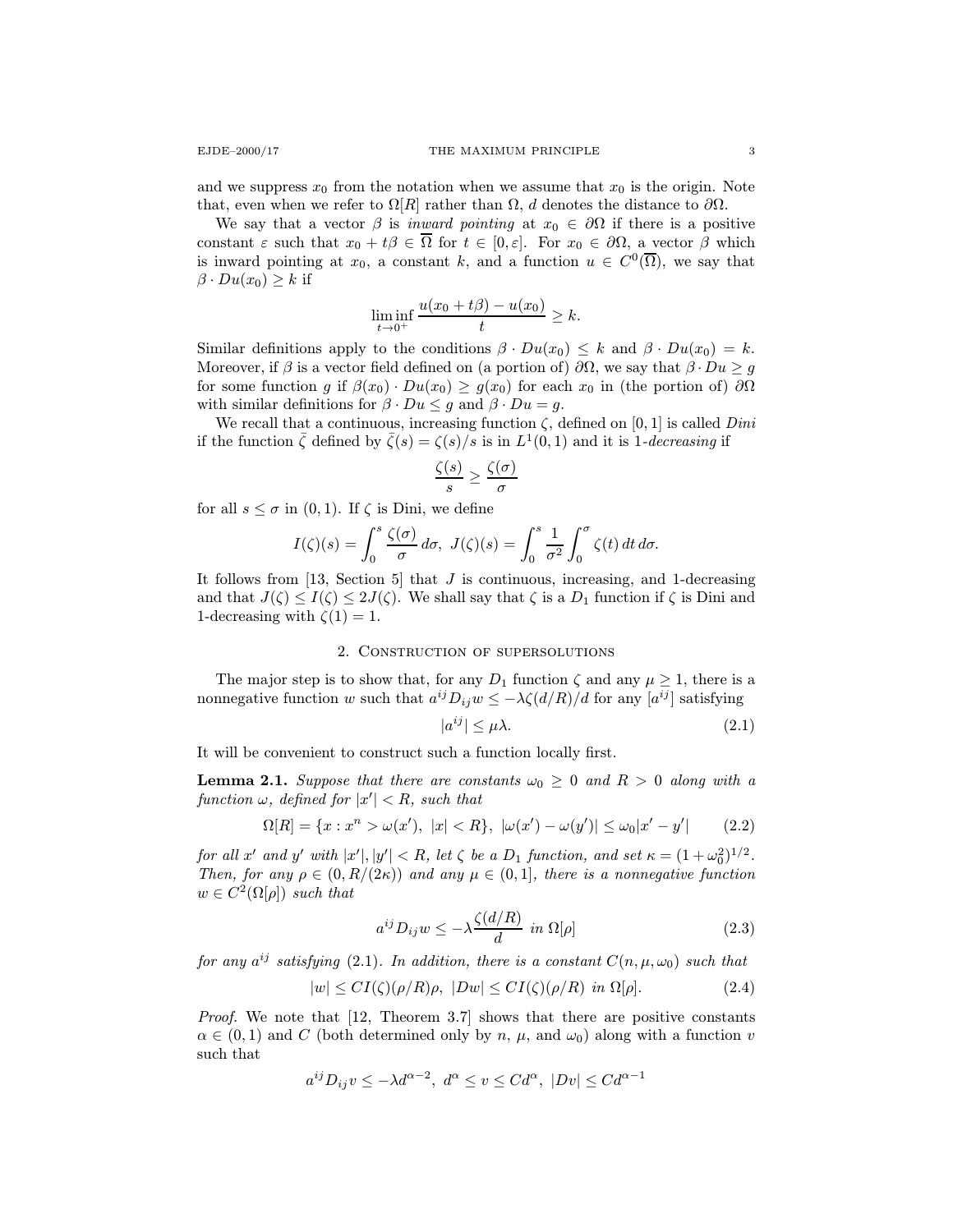and we suppress $x_0$ from the notation when we assume that $x_0$ is the origin. Note that, even when we refer to $\Omega[R]$ rather than $\Omega$, $d$ denotes the distance to $\partial\Omega$.

We say that a vector $\beta$ is *inward pointing* at $x_0 \in \partial\Omega$ if there is a positive constant $\varepsilon$ such that $x_0 + t\beta \in \overline{\Omega}$ for $t \in [0, \varepsilon]$. For $x_0 \in \partial\Omega$, a vector $\beta$ which is inward pointing at $x_0$, a constant $k$, and a function $u \in C^0(\overline{\Omega})$, we say that $\beta \cdot Du(x_0) \geq k$ if

$$\liminf_{t\to 0^+} \frac{u(x_0 + t\beta) - u(x_0)}{t} \geq k.$$

Similar definitions apply to the conditions $\beta \cdot Du(x_0) \leq k$ and $\beta \cdot Du(x_0) = k$. Moreover, if $\beta$ is a vector field defined on (a portion of) $\partial\Omega$, we say that $\beta \cdot Du \geq g$ for some function $g$ if $\beta(x_0) \cdot Du(x_0) \geq g(x_0)$ for each $x_0$ in (the portion of) $\partial\Omega$ with similar definitions for $\beta \cdot Du \leq g$ and $\beta \cdot Du = g$.

We recall that a continuous, increasing function $\zeta$, defined on $[0, 1]$ is called *Dini* if the function $\bar{\zeta}$ defined by $\bar{\zeta}(s) = \zeta(s)/s$ is in $L^1(0, 1)$ and it is 1*-decreasing* if

$$\frac{\zeta(s)}{s} \geq \frac{\zeta(\sigma)}{\sigma}$$

for all $s \leq \sigma$ in $(0, 1)$. If $\zeta$ is Dini, we define

$$I(\zeta)(s) = \int_0^s \frac{\zeta(\sigma)}{\sigma}\, d\sigma, \;\; J(\zeta)(s) = \int_0^s \frac{1}{\sigma^2} \int_0^\sigma \zeta(t)\, dt\, d\sigma.$$

It follows from [13, Section 5] that $J$ is continuous, increasing, and 1-decreasing and that $J(\zeta) \leq I(\zeta) \leq 2J(\zeta)$. We shall say that $\zeta$ is a $D_1$ function if $\zeta$ is Dini and 1-decreasing with $\zeta(1) = 1$.

## 2. Construction of supersolutions

The major step is to show that, for any $D_1$ function $\zeta$ and any $\mu \geq 1$, there is a nonnegative function $w$ such that $a^{ij}D_{ij}w \leq -\lambda\zeta(d/R)/d$ for any $[a^{ij}]$ satisfying

$$|a^{ij}| \leq \mu\lambda. \tag{2.1}$$

It will be convenient to construct such a function locally first.

**Lemma 2.1.** *Suppose that there are constants $\omega_0 \geq 0$ and $R > 0$ along with a function $\omega$, defined for $|x'| < R$, such that*

$$\Omega[R] = \{x : x^n > \omega(x'),\ |x| < R\},\ |\omega(x') - \omega(y')| \leq \omega_0|x' - y'| \tag{2.2}$$

*for all $x'$ and $y'$ with $|x'|, |y'| < R$, let $\zeta$ be a $D_1$ function, and set $\kappa = (1 + \omega_0^2)^{1/2}$. Then, for any $\rho \in (0, R/(2\kappa))$ and any $\mu \in (0, 1]$, there is a nonnegative function $w \in C^2(\Omega[\rho])$ such that*

$$a^{ij}D_{ij}w \leq -\lambda\frac{\zeta(d/R)}{d} \text{ in } \Omega[\rho] \tag{2.3}$$

*for any $a^{ij}$ satisfying* (2.1)*. In addition, there is a constant $C(n, \mu, \omega_0)$ such that*

$$|w| \leq CI(\zeta)(\rho/R)\rho,\ |Dw| \leq CI(\zeta)(\rho/R) \text{ in } \Omega[\rho]. \tag{2.4}$$

*Proof.* We note that [12, Theorem 3.7] shows that there are positive constants $\alpha \in (0, 1)$ and $C$ (both determined only by $n$, $\mu$, and $\omega_0$) along with a function $v$ such that

$$a^{ij}D_{ij}v \leq -\lambda d^{\alpha-2},\ d^\alpha \leq v \leq Cd^\alpha,\ |Dv| \leq Cd^{\alpha-1}$$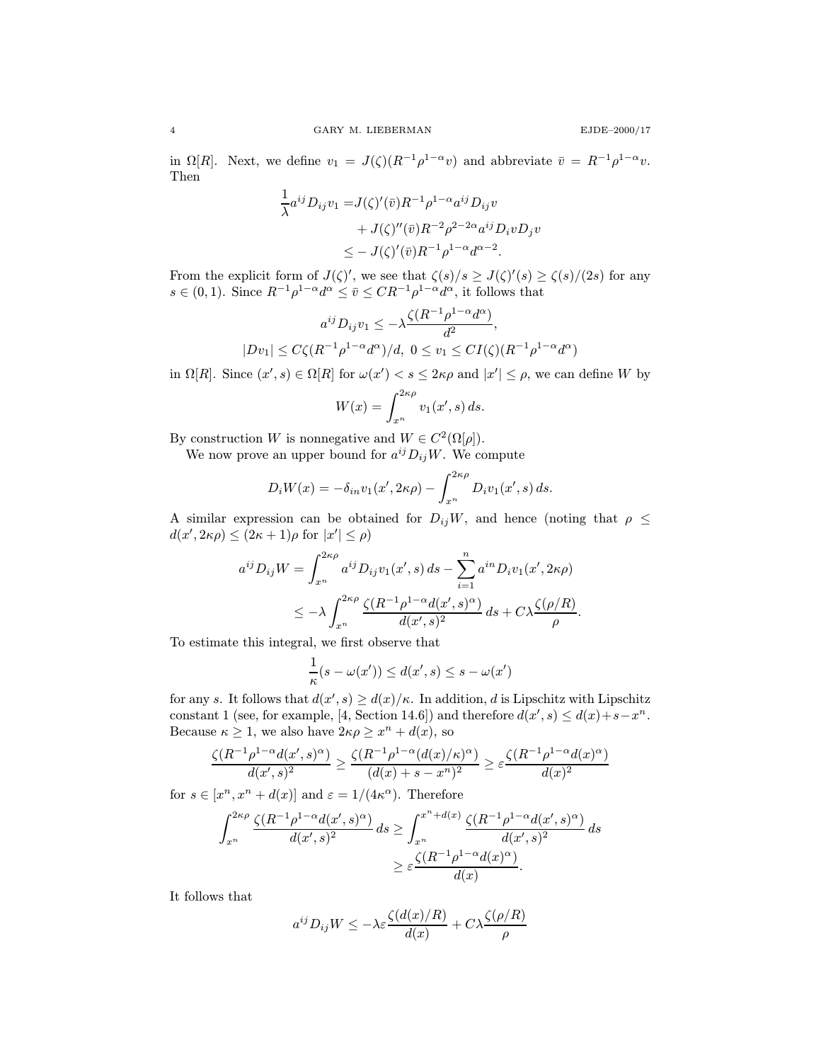in $\Omega[R]$. Next, we define $v_1 = J(\zeta)(R^{-1}\rho^{1-\alpha}v)$ and abbreviate $\bar{v} = R^{-1}\rho^{1-\alpha}v$. Then

$$
\begin{aligned}
\frac{1}{\lambda}a^{ij}D_{ij}v_1 =& J(\zeta)'(\bar{v})R^{-1}\rho^{1-\alpha}a^{ij}D_{ij}v \\
&+ J(\zeta)''(\bar{v})R^{-2}\rho^{2-2\alpha}a^{ij}D_ivD_jv \\
\leq& -J(\zeta)'(\bar{v})R^{-1}\rho^{1-\alpha}d^{\alpha-2}.
\end{aligned}
$$

From the explicit form of $J(\zeta)'$, we see that $\zeta(s)/s \geq J(\zeta)'(s) \geq \zeta(s)/(2s)$ for any $s \in (0,1)$. Since $R^{-1}\rho^{1-\alpha}d^\alpha \leq \bar{v} \leq CR^{-1}\rho^{1-\alpha}d^\alpha$, it follows that

$$
\begin{gathered}
a^{ij}D_{ij}v_1 \leq -\lambda\frac{\zeta(R^{-1}\rho^{1-\alpha}d^\alpha)}{d^2}, \\
|Dv_1| \leq C\zeta(R^{-1}\rho^{1-\alpha}d^\alpha)/d,\ 0 \leq v_1 \leq CI(\zeta)(R^{-1}\rho^{1-\alpha}d^\alpha)
\end{gathered}
$$

in $\Omega[R]$. Since $(x', s) \in \Omega[R]$ for $\omega(x') < s \leq 2\kappa\rho$ and $|x'| \leq \rho$, we can define $W$ by

$$
W(x) = \int_{x^n}^{2\kappa\rho} v_1(x', s)\, ds.
$$

By construction $W$ is nonnegative and $W \in C^2(\Omega[\rho])$.

We now prove an upper bound for $a^{ij}D_{ij}W$. We compute

$$
D_iW(x) = -\delta_{in}v_1(x', 2\kappa\rho) - \int_{x^n}^{2\kappa\rho} D_iv_1(x', s)\, ds.
$$

A similar expression can be obtained for $D_{ij}W$, and hence (noting that $\rho \leq d(x', 2\kappa\rho) \leq (2\kappa+1)\rho$ for $|x'| \leq \rho$)

$$
\begin{aligned}
a^{ij}D_{ij}W &= \int_{x^n}^{2\kappa\rho} a^{ij}D_{ij}v_1(x', s)\, ds - \sum_{i=1}^n a^{in}D_iv_1(x', 2\kappa\rho) \\
&\leq -\lambda\int_{x^n}^{2\kappa\rho} \frac{\zeta(R^{-1}\rho^{1-\alpha}d(x', s)^\alpha)}{d(x', s)^2}\, ds + C\lambda\frac{\zeta(\rho/R)}{\rho}.
\end{aligned}
$$

To estimate this integral, we first observe that

$$
\frac{1}{\kappa}(s - \omega(x')) \leq d(x', s) \leq s - \omega(x')
$$

for any $s$. It follows that $d(x', s) \geq d(x)/\kappa$. In addition, $d$ is Lipschitz with Lipschitz constant 1 (see, for example, [4, Section 14.6]) and therefore $d(x', s) \leq d(x) + s - x^n$. Because $\kappa \geq 1$, we also have $2\kappa\rho \geq x^n + d(x)$, so

$$
\frac{\zeta(R^{-1}\rho^{1-\alpha}d(x', s)^\alpha)}{d(x', s)^2} \geq \frac{\zeta(R^{-1}\rho^{1-\alpha}(d(x)/\kappa)^\alpha)}{(d(x) + s - x^n)^2} \geq \varepsilon\frac{\zeta(R^{-1}\rho^{1-\alpha}d(x)^\alpha)}{d(x)^2}
$$

for $s \in [x^n, x^n + d(x)]$ and $\varepsilon = 1/(4\kappa^\alpha)$. Therefore

$$
\begin{aligned}
\int_{x^n}^{2\kappa\rho} \frac{\zeta(R^{-1}\rho^{1-\alpha}d(x', s)^\alpha)}{d(x', s)^2}\, ds &\geq \int_{x^n}^{x^n+d(x)} \frac{\zeta(R^{-1}\rho^{1-\alpha}d(x', s)^\alpha)}{d(x', s)^2}\, ds \\
&\geq \varepsilon\frac{\zeta(R^{-1}\rho^{1-\alpha}d(x)^\alpha)}{d(x)}.
\end{aligned}
$$

It follows that

$$
a^{ij}D_{ij}W \leq -\lambda\varepsilon\frac{\zeta(d(x)/R)}{d(x)} + C\lambda\frac{\zeta(\rho/R)}{\rho}
$$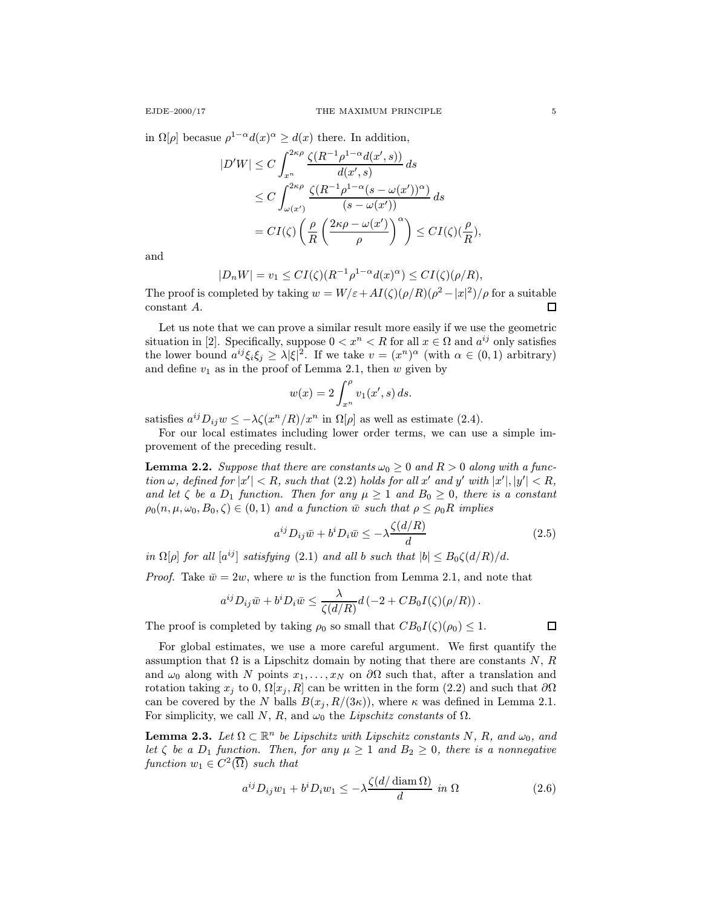in $\Omega[\rho]$ becasue $\rho^{1-\alpha}d(x)^\alpha \ge d(x)$ there. In addition,

$$
\begin{aligned}
|D'W| &\le C\int_{x^n}^{2\kappa\rho} \frac{\zeta(R^{-1}\rho^{1-\alpha}d(x',s))}{d(x',s)}\,ds \\
&\le C\int_{\omega(x')}^{2\kappa\rho} \frac{\zeta(R^{-1}\rho^{1-\alpha}(s-\omega(x'))^\alpha)}{(s-\omega(x'))}\,ds \\
&= CI(\zeta)\left(\frac{\rho}{R}\left(\frac{2\kappa\rho-\omega(x')}{\rho}\right)^\alpha\right) \le CI(\zeta)(\frac{\rho}{R}),
\end{aligned}
$$

and

$$
|D_nW| = v_1 \le CI(\zeta)(R^{-1}\rho^{1-\alpha}d(x)^\alpha) \le CI(\zeta)(\rho/R),
$$

The proof is completed by taking $w = W/\varepsilon + AI(\zeta)(\rho/R)(\rho^2-|x|^2)/\rho$ for a suitable constant $A$. $\square$

Let us note that we can prove a similar result more easily if we use the geometric situation in [2]. Specifically, suppose $0 < x^n < R$ for all $x \in \Omega$ and $a^{ij}$ only satisfies the lower bound $a^{ij}\xi_i\xi_j \ge \lambda|\xi|^2$. If we take $v = (x^n)^\alpha$ (with $\alpha \in (0,1)$ arbitrary) and define $v_1$ as in the proof of Lemma 2.1, then $w$ given by

$$
w(x) = 2\int_{x^n}^{\rho} v_1(x',s)\,ds.
$$

satisfies $a^{ij}D_{ij}w \le -\lambda\zeta(x^n/R)/x^n$ in $\Omega[\rho]$ as well as estimate (2.4).

For our local estimates including lower order terms, we can use a simple improvement of the preceding result.

**Lemma 2.2.** *Suppose that there are constants $\omega_0 \ge 0$ and $R > 0$ along with a function $\omega$, defined for $|x'| < R$, such that (2.2) holds for all $x'$ and $y'$ with $|x'|, |y'| < R$, and let $\zeta$ be a $D_1$ function. Then for any $\mu \ge 1$ and $B_0 \ge 0$, there is a constant $\rho_0(n,\mu,\omega_0,B_0,\zeta) \in (0,1)$ and a function $\bar w$ such that $\rho \le \rho_0 R$ implies*

$$
a^{ij}D_{ij}\bar w + b^iD_i\bar w \le -\lambda\frac{\zeta(d/R)}{d} \tag{2.5}
$$

*in $\Omega[\rho]$ for all $[a^{ij}]$ satisfying (2.1) and all $b$ such that $|b| \le B_0\zeta(d/R)/d$.*

*Proof.* Take $\bar w = 2w$, where $w$ is the function from Lemma 2.1, and note that

$$
a^{ij}D_{ij}\bar w + b^iD_i\bar w \le \frac{\lambda}{\zeta(d/R)}d\left(-2 + CB_0I(\zeta)(\rho/R)\right).
$$

The proof is completed by taking $\rho_0$ so small that $CB_0I(\zeta)(\rho_0) \le 1$. $\square$

For global estimates, we use a more careful argument. We first quantify the assumption that $\Omega$ is a Lipschitz domain by noting that there are constants $N$, $R$ and $\omega_0$ along with $N$ points $x_1,\dots,x_N$ on $\partial\Omega$ such that, after a translation and rotation taking $x_j$ to 0, $\Omega[x_j,R]$ can be written in the form (2.2) and such that $\partial\Omega$ can be covered by the $N$ balls $B(x_j,R/(3\kappa))$, where $\kappa$ was defined in Lemma 2.1. For simplicity, we call $N$, $R$, and $\omega_0$ the *Lipschitz constants* of $\Omega$.

**Lemma 2.3.** *Let $\Omega \subset \mathbb{R}^n$ be Lipschitz with Lipschitz constants $N$, $R$, and $\omega_0$, and let $\zeta$ be a $D_1$ function. Then, for any $\mu \ge 1$ and $B_2 \ge 0$, there is a nonnegative function $w_1 \in C^2(\overline{\Omega})$ such that*

$$
a^{ij}D_{ij}w_1 + b^iD_iw_1 \le -\lambda\frac{\zeta(d/\operatorname{diam}\Omega)}{d} \text{ in } \Omega \tag{2.6}
$$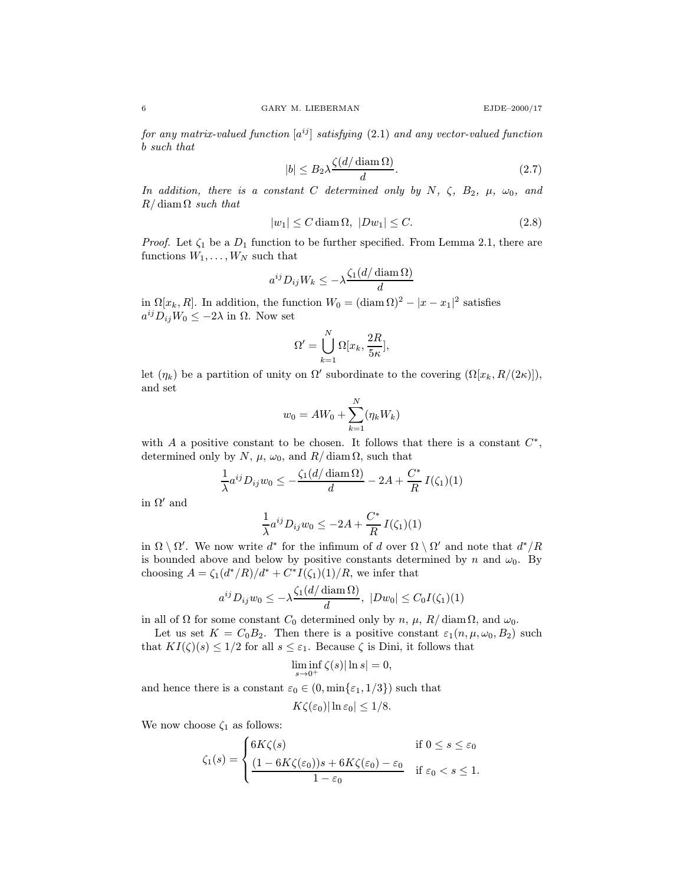*for any matrix-valued function $[a^{ij}]$ satisfying* (2.1) *and any vector-valued function* $b$ *such that*

$$|b| \le B_2 \lambda \frac{\zeta(d/\operatorname{diam}\Omega)}{d}. \tag{2.7}$$

*In addition, there is a constant* $C$ *determined only by* $N$, $\zeta$, $B_2$, $\mu$, $\omega_0$, *and* $R/\operatorname{diam}\Omega$ *such that*

$$|w_1| \le C \operatorname{diam}\Omega, \ |Dw_1| \le C. \tag{2.8}$$

*Proof.* Let $\zeta_1$ be a $D_1$ function to be further specified. From Lemma 2.1, there are functions $W_1, \dots, W_N$ such that

$$a^{ij} D_{ij} W_k \le -\lambda \frac{\zeta_1(d/\operatorname{diam}\Omega)}{d}$$

in $\Omega[x_k, R]$. In addition, the function $W_0 = (\operatorname{diam}\Omega)^2 - |x - x_1|^2$ satisfies $a^{ij} D_{ij} W_0 \le -2\lambda$ in $\Omega$. Now set

$$\Omega' = \bigcup_{k=1}^{N} \Omega[x_k, \frac{2R}{5\kappa}],$$

let $(\eta_k)$ be a partition of unity on $\Omega'$ subordinate to the covering $(\Omega[x_k, R/(2\kappa)])$, and set

$$w_0 = AW_0 + \sum_{k=1}^{N} (\eta_k W_k)$$

with $A$ a positive constant to be chosen. It follows that there is a constant $C^*$, determined only by $N$, $\mu$, $\omega_0$, and $R/\operatorname{diam}\Omega$, such that

$$\frac{1}{\lambda} a^{ij} D_{ij} w_0 \le -\frac{\zeta_1(d/\operatorname{diam}\Omega)}{d} - 2A + \frac{C^*}{R}\, I(\zeta_1)(1)$$

in $\Omega'$ and

$$\frac{1}{\lambda} a^{ij} D_{ij} w_0 \le -2A + \frac{C^*}{R}\, I(\zeta_1)(1)$$

in $\Omega \setminus \Omega'$. We now write $d^*$ for the infimum of $d$ over $\Omega \setminus \Omega'$ and note that $d^*/R$ is bounded above and below by positive constants determined by $n$ and $\omega_0$. By choosing $A = \zeta_1(d^*/R)/d^* + C^* I(\zeta_1)(1)/R$, we infer that

$$a^{ij} D_{ij} w_0 \le -\lambda \frac{\zeta_1(d/\operatorname{diam}\Omega)}{d}, \ |Dw_0| \le C_0 I(\zeta_1)(1)$$

in all of $\Omega$ for some constant $C_0$ determined only by $n$, $\mu$, $R/\operatorname{diam}\Omega$, and $\omega_0$.

Let us set $K = C_0 B_2$. Then there is a positive constant $\varepsilon_1(n, \mu, \omega_0, B_2)$ such that $KI(\zeta)(s) \le 1/2$ for all $s \le \varepsilon_1$. Because $\zeta$ is Dini, it follows that

$$\liminf_{s \to 0^+} \zeta(s) |\ln s| = 0,$$

and hence there is a constant $\varepsilon_0 \in (0, \min\{\varepsilon_1, 1/3\})$ such that

$$K\zeta(\varepsilon_0)|\ln \varepsilon_0| \le 1/8.$$

We now choose $\zeta_1$ as follows:

$$\zeta_1(s) = \begin{cases} 6K\zeta(s) & \text{if } 0 \le s \le \varepsilon_0 \\ \dfrac{(1 - 6K\zeta(\varepsilon_0))s + 6K\zeta(\varepsilon_0) - \varepsilon_0}{1 - \varepsilon_0} & \text{if } \varepsilon_0 < s \le 1. \end{cases}$$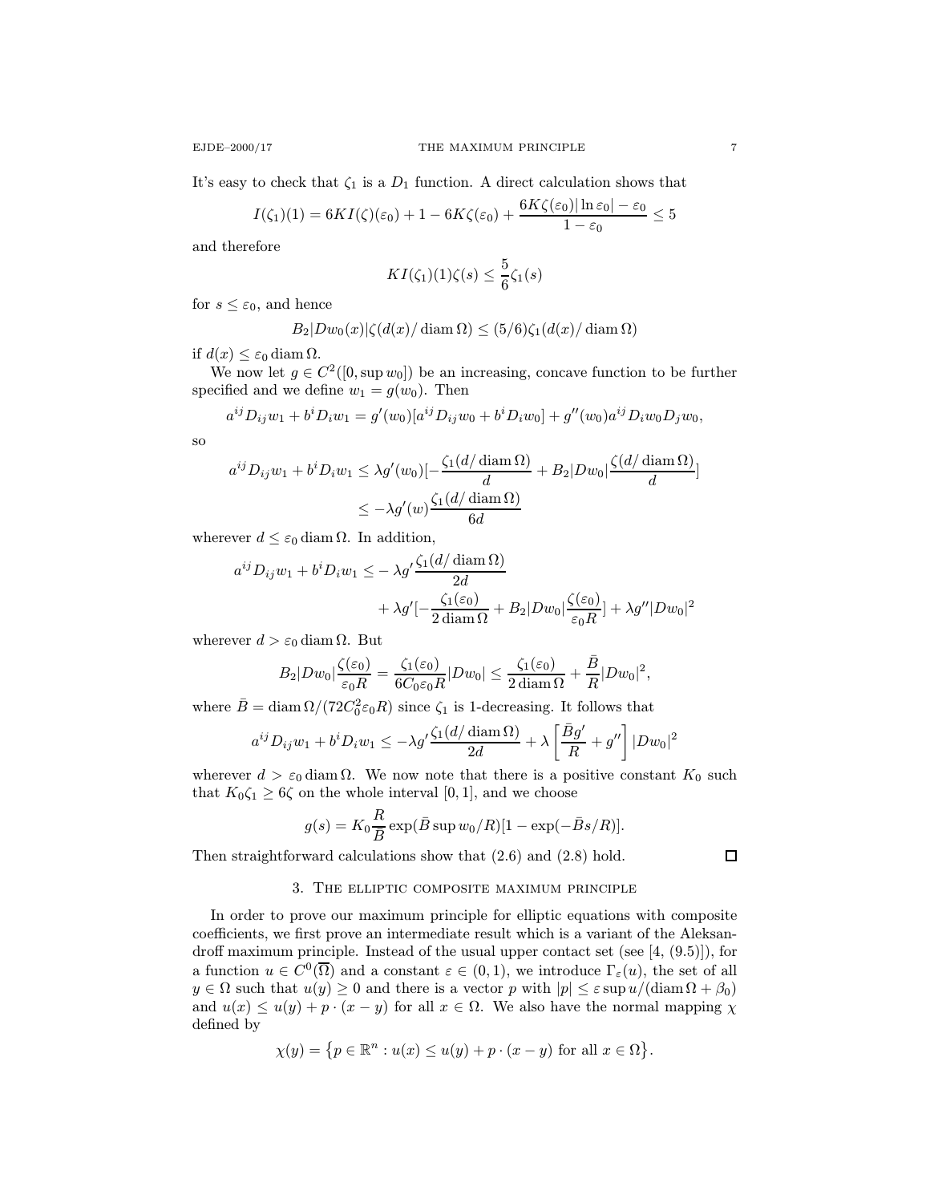It's easy to check that $\zeta_1$ is a $D_1$ function. A direct calculation shows that

$$I(\zeta_1)(1) = 6KI(\zeta)(\varepsilon_0) + 1 - 6K\zeta(\varepsilon_0) + \frac{6K\zeta(\varepsilon_0)|\ln \varepsilon_0| - \varepsilon_0}{1-\varepsilon_0} \leq 5$$

and therefore

$$KI(\zeta_1)(1)\zeta(s) \leq \frac{5}{6}\zeta_1(s)$$

for $s \leq \varepsilon_0$, and hence

$$B_2|Dw_0(x)|\zeta(d(x)/\operatorname{diam}\Omega) \leq (5/6)\zeta_1(d(x)/\operatorname{diam}\Omega)$$

if $d(x) \leq \varepsilon_0 \operatorname{diam}\Omega$.

We now let $g \in C^2([0, \sup w_0])$ be an increasing, concave function to be further specified and we define $w_1 = g(w_0)$. Then

$$a^{ij}D_{ij}w_1 + b^iD_iw_1 = g'(w_0)[a^{ij}D_{ij}w_0 + b^iD_iw_0] + g''(w_0)a^{ij}D_iw_0D_jw_0,$$

so

$$\begin{aligned}
a^{ij}D_{ij}w_1 + b^iD_iw_1 &\leq \lambda g'(w_0)[-\frac{\zeta_1(d/\operatorname{diam}\Omega)}{d} + B_2|Dw_0|\frac{\zeta(d/\operatorname{diam}\Omega)}{d}] \\
&\leq -\lambda g'(w)\frac{\zeta_1(d/\operatorname{diam}\Omega)}{6d}
\end{aligned}$$

wherever $d \leq \varepsilon_0 \operatorname{diam}\Omega$. In addition,

$$\begin{aligned}
a^{ij}D_{ij}w_1 + b^iD_iw_1 \leq &- \lambda g' \frac{\zeta_1(d/\operatorname{diam}\Omega)}{2d} \\
&+ \lambda g'[-\frac{\zeta_1(\varepsilon_0)}{2\operatorname{diam}\Omega} + B_2|Dw_0|\frac{\zeta(\varepsilon_0)}{\varepsilon_0 R}] + \lambda g''|Dw_0|^2
\end{aligned}$$

wherever $d > \varepsilon_0 \operatorname{diam}\Omega$. But

$$B_2|Dw_0|\frac{\zeta(\varepsilon_0)}{\varepsilon_0 R} = \frac{\zeta_1(\varepsilon_0)}{6C_0\varepsilon_0 R}|Dw_0| \leq \frac{\zeta_1(\varepsilon_0)}{2\operatorname{diam}\Omega} + \frac{\bar{B}}{R}|Dw_0|^2,$$

where $\bar{B} = \operatorname{diam}\Omega/(72C_0^2\varepsilon_0 R)$ since $\zeta_1$ is 1-decreasing. It follows that

$$a^{ij}D_{ij}w_1 + b^iD_iw_1 \leq -\lambda g'\frac{\zeta_1(d/\operatorname{diam}\Omega)}{2d} + \lambda\left[\frac{\bar{B}g'}{R} + g''\right]|Dw_0|^2$$

wherever $d > \varepsilon_0 \operatorname{diam}\Omega$. We now note that there is a positive constant $K_0$ such that $K_0\zeta_1 \geq 6\zeta$ on the whole interval $[0,1]$, and we choose

$$g(s) = K_0\frac{R}{\bar{B}}\exp(\bar{B}\sup w_0/R)[1 - \exp(-\bar{B}s/R)].$$

Then straightforward calculations show that (2.6) and (2.8) hold. □

## 3. The elliptic composite maximum principle

In order to prove our maximum principle for elliptic equations with composite coefficients, we first prove an intermediate result which is a variant of the Aleksandroff maximum principle. Instead of the usual upper contact set (see [4, (9.5)]), for a function $u \in C^0(\overline{\Omega})$ and a constant $\varepsilon \in (0,1)$, we introduce $\Gamma_\varepsilon(u)$, the set of all $y \in \Omega$ such that $u(y) \geq 0$ and there is a vector $p$ with $|p| \leq \varepsilon \sup u/(\operatorname{diam}\Omega + \beta_0)$ and $u(x) \leq u(y) + p\cdot(x-y)$ for all $x \in \Omega$. We also have the normal mapping $\chi$ defined by

$$\chi(y) = \left\{p \in \mathbb{R}^n : u(x) \leq u(y) + p\cdot(x-y) \text{ for all } x \in \Omega\right\}.$$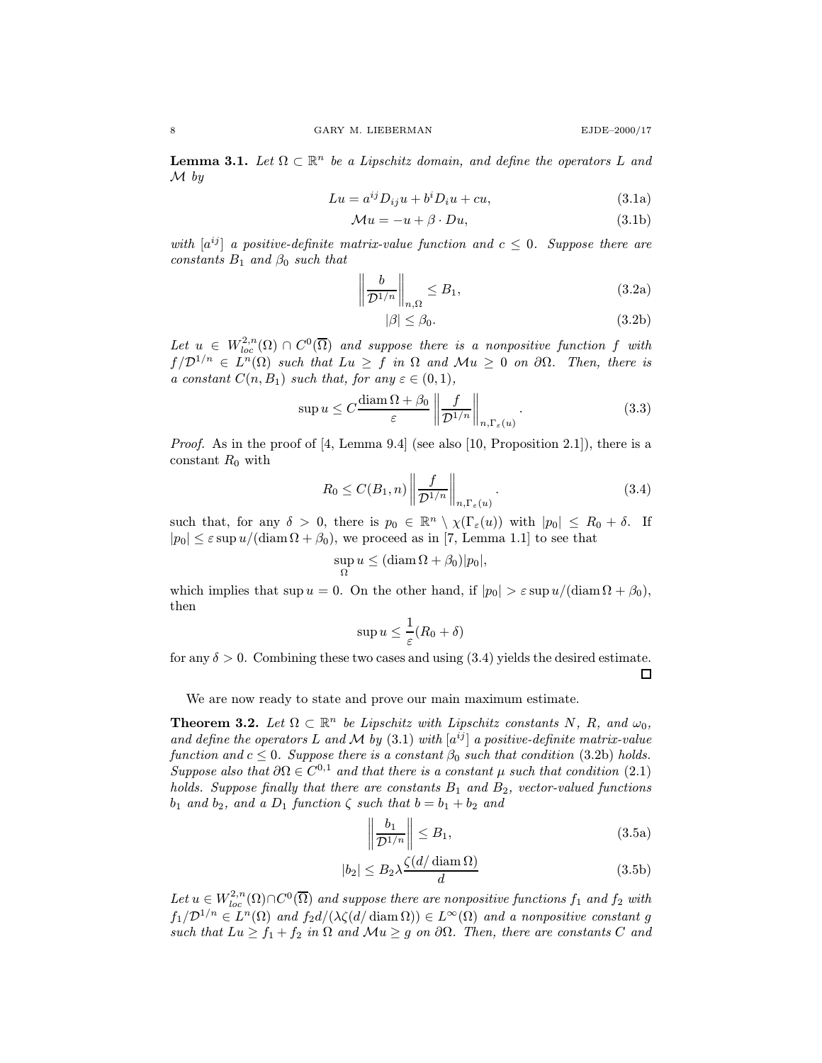**Lemma 3.1.** *Let $\Omega \subset \mathbb{R}^n$ be a Lipschitz domain, and define the operators $L$ and $\mathcal{M}$ by*

$$Lu = a^{ij} D_{ij} u + b^i D_i u + cu, \tag{3.1a}$$

$$\mathcal{M}u = -u + \beta \cdot Du, \tag{3.1b}$$

*with $[a^{ij}]$ a positive-definite matrix-value function and $c \le 0$. Suppose there are constants $B_1$ and $\beta_0$ such that*

$$\left\| \frac{b}{\mathcal{D}^{1/n}} \right\|_{n,\Omega} \le B_1, \tag{3.2a}$$

$$|\beta| \le \beta_0. \tag{3.2b}$$

*Let $u \in W^{2,n}_{loc}(\Omega) \cap C^0(\overline{\Omega})$ and suppose there is a nonpositive function $f$ with $f/\mathcal{D}^{1/n} \in L^n(\Omega)$ such that $Lu \ge f$ in $\Omega$ and $\mathcal{M}u \ge 0$ on $\partial\Omega$. Then, there is a constant $C(n, B_1)$ such that, for any $\varepsilon \in (0,1)$,*

$$\sup u \le C \frac{\operatorname{diam} \Omega + \beta_0}{\varepsilon} \left\| \frac{f}{\mathcal{D}^{1/n}} \right\|_{n,\Gamma_\varepsilon(u)}. \tag{3.3}$$

*Proof.* As in the proof of [4, Lemma 9.4] (see also [10, Proposition 2.1]), there is a constant $R_0$ with

$$R_0 \le C(B_1, n) \left\| \frac{f}{\mathcal{D}^{1/n}} \right\|_{n,\Gamma_\varepsilon(u)}. \tag{3.4}$$

such that, for any $\delta > 0$, there is $p_0 \in \mathbb{R}^n \setminus \chi(\Gamma_\varepsilon(u))$ with $|p_0| \le R_0 + \delta$. If $|p_0| \le \varepsilon \sup u/(\operatorname{diam} \Omega + \beta_0)$, we proceed as in [7, Lemma 1.1] to see that

$$\sup_\Omega u \le (\operatorname{diam} \Omega + \beta_0)|p_0|,$$

which implies that $\sup u = 0$. On the other hand, if $|p_0| > \varepsilon \sup u/(\operatorname{diam} \Omega + \beta_0)$, then

$$\sup u \le \frac{1}{\varepsilon}(R_0 + \delta)$$

for any $\delta > 0$. Combining these two cases and using (3.4) yields the desired estimate. □

We are now ready to state and prove our main maximum estimate.

**Theorem 3.2.** *Let $\Omega \subset \mathbb{R}^n$ be Lipschitz with Lipschitz constants $N$, $R$, and $\omega_0$, and define the operators $L$ and $\mathcal{M}$ by (3.1) with $[a^{ij}]$ a positive-definite matrix-value function and $c \le 0$. Suppose there is a constant $\beta_0$ such that condition (3.2b) holds. Suppose also that $\partial\Omega \in C^{0,1}$ and that there is a constant $\mu$ such that condition (2.1) holds. Suppose finally that there are constants $B_1$ and $B_2$, vector-valued functions $b_1$ and $b_2$, and a $D_1$ function $\zeta$ such that $b = b_1 + b_2$ and*

$$\left\| \frac{b_1}{\mathcal{D}^{1/n}} \right\| \le B_1, \tag{3.5a}$$

$$|b_2| \le B_2 \lambda \frac{\zeta(d/\operatorname{diam} \Omega)}{d} \tag{3.5b}$$

*Let $u \in W^{2,n}_{loc}(\Omega) \cap C^0(\overline{\Omega})$ and suppose there are nonpositive functions $f_1$ and $f_2$ with $f_1/\mathcal{D}^{1/n} \in L^n(\Omega)$ and $f_2 d/(\lambda\zeta(d/\operatorname{diam} \Omega)) \in L^\infty(\Omega)$ and a nonpositive constant $g$ such that $Lu \ge f_1 + f_2$ in $\Omega$ and $\mathcal{M}u \ge g$ on $\partial\Omega$. Then, there are constants $C$ and*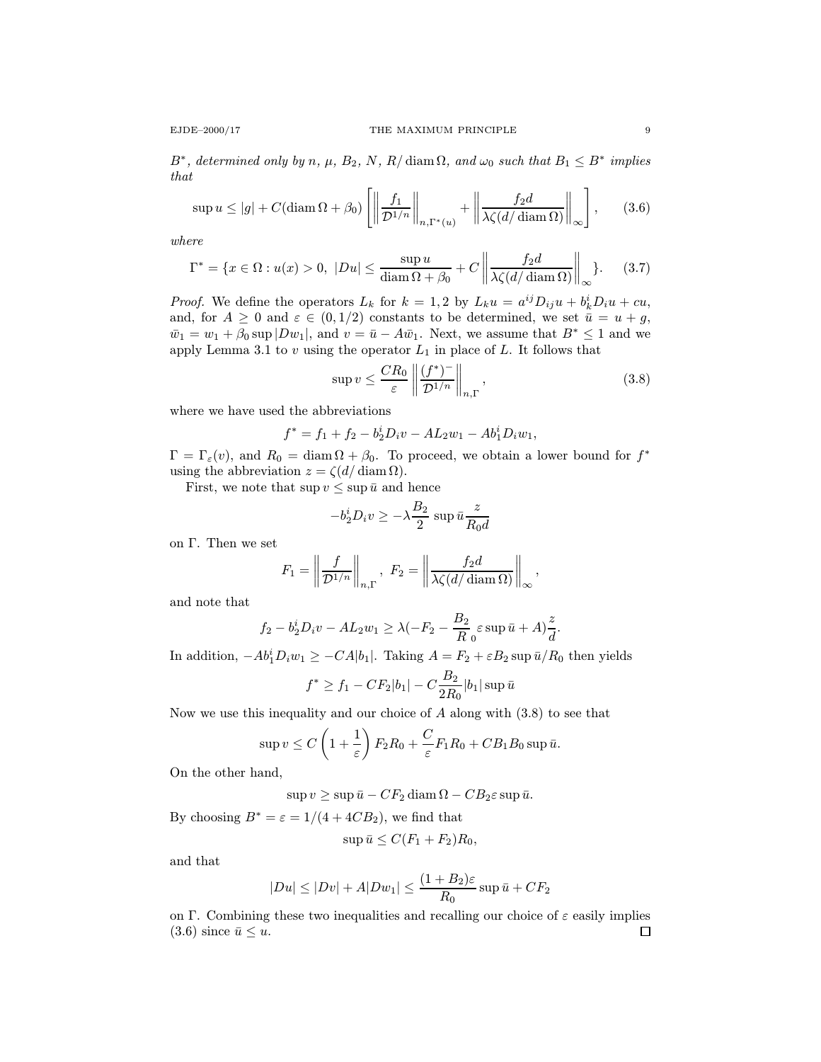*$B^*$, determined only by $n$, $\mu$, $B_2$, $N$, $R/\operatorname{diam}\Omega$, and $\omega_0$ such that $B_1 \le B^*$ implies that*

$$\sup u \le |g| + C(\operatorname{diam}\Omega + \beta_0)\left[\left\|\frac{f_1}{\mathcal{D}^{1/n}}\right\|_{n,\Gamma^*(u)} + \left\|\frac{f_2 d}{\lambda\zeta(d/\operatorname{diam}\Omega)}\right\|_\infty\right], \tag{3.6}$$

*where*

$$\Gamma^* = \{x \in \Omega : u(x) > 0,\ |Du| \le \frac{\sup u}{\operatorname{diam}\Omega + \beta_0} + C\left\|\frac{f_2 d}{\lambda\zeta(d/\operatorname{diam}\Omega)}\right\|_\infty\}. \tag{3.7}$$

*Proof.* We define the operators $L_k$ for $k = 1, 2$ by $L_k u = a^{ij}D_{ij}u + b_k^i D_i u + cu$, and, for $A \ge 0$ and $\varepsilon \in (0, 1/2)$ constants to be determined, we set $\bar{u} = u + g$, $\bar{w}_1 = w_1 + \beta_0 \sup|Dw_1|$, and $v = \bar{u} - A\bar{w}_1$. Next, we assume that $B^* \le 1$ and we apply Lemma 3.1 to $v$ using the operator $L_1$ in place of $L$. It follows that

$$\sup v \le \frac{CR_0}{\varepsilon}\left\|\frac{(f^*)^-}{\mathcal{D}^{1/n}}\right\|_{n,\Gamma}, \tag{3.8}$$

where we have used the abbreviations

$$f^* = f_1 + f_2 - b_2^i D_i v - AL_2 w_1 - Ab_1^i D_i w_1,$$

$\Gamma = \Gamma_\varepsilon(v)$, and $R_0 = \operatorname{diam}\Omega + \beta_0$. To proceed, we obtain a lower bound for $f^*$ using the abbreviation $z = \zeta(d/\operatorname{diam}\Omega)$.

First, we note that $\sup v \le \sup \bar{u}$ and hence

$$-b_2^i D_i v \ge -\lambda\frac{B_2}{2}\sup\bar{u}\frac{z}{R_0 d}$$

on $\Gamma$. Then we set

$$F_1 = \left\|\frac{f}{\mathcal{D}^{1/n}}\right\|_{n,\Gamma},\ F_2 = \left\|\frac{f_2 d}{\lambda\zeta(d/\operatorname{diam}\Omega)}\right\|_\infty,$$

and note that

$$f_2 - b_2^i D_i v - AL_2 w_1 \ge \lambda(-F_2 - \frac{B_2}{R_0}\varepsilon\sup\bar{u} + A)\frac{z}{d}.$$

In addition, $-Ab_1^i D_i w_1 \ge -CA|b_1|$. Taking $A = F_2 + \varepsilon B_2 \sup\bar{u}/R_0$ then yields

$$f^* \ge f_1 - CF_2|b_1| - C\frac{B_2}{2R_0}|b_1|\sup\bar{u}$$

Now we use this inequality and our choice of $A$ along with (3.8) to see that

$$\sup v \le C\left(1 + \frac{1}{\varepsilon}\right)F_2 R_0 + \frac{C}{\varepsilon}F_1 R_0 + CB_1 B_0 \sup\bar{u}.$$

On the other hand,

$$\sup v \ge \sup\bar{u} - CF_2\operatorname{diam}\Omega - CB_2\varepsilon\sup\bar{u}.$$

By choosing $B^* = \varepsilon = 1/(4 + 4CB_2)$, we find that

$$\sup\bar{u} \le C(F_1 + F_2)R_0,$$

and that

$$|Du| \le |Dv| + A|Dw_1| \le \frac{(1 + B_2)\varepsilon}{R_0}\sup\bar{u} + CF_2$$

on $\Gamma$. Combining these two inequalities and recalling our choice of $\varepsilon$ easily implies (3.6) since $\bar{u} \le u$. $\square$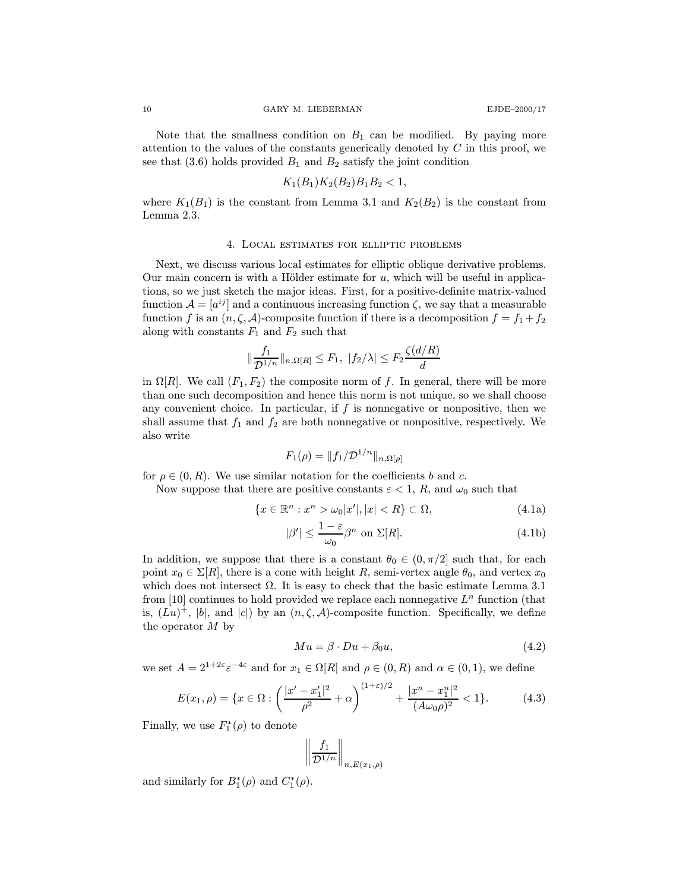Note that the smallness condition on $B_1$ can be modified. By paying more attention to the values of the constants generically denoted by $C$ in this proof, we see that (3.6) holds provided $B_1$ and $B_2$ satisfy the joint condition

$$K_1(B_1)K_2(B_2)B_1B_2 < 1,$$

where $K_1(B_1)$ is the constant from Lemma 3.1 and $K_2(B_2)$ is the constant from Lemma 2.3.

## 4. Local estimates for elliptic problems

Next, we discuss various local estimates for elliptic oblique derivative problems. Our main concern is with a Hölder estimate for $u$, which will be useful in applications, so we just sketch the major ideas. First, for a positive-definite matrix-valued function $\mathcal{A} = [a^{ij}]$ and a continuous increasing function $\zeta$, we say that a measurable function $f$ is an $(n, \zeta, \mathcal{A})$-composite function if there is a decomposition $f = f_1 + f_2$ along with constants $F_1$ and $F_2$ such that

$$\|\frac{f_1}{\mathcal{D}^{1/n}}\|_{n,\Omega[R]} \le F_1, \ \ |f_2/\lambda| \le F_2 \frac{\zeta(d/R)}{d}$$

in $\Omega[R]$. We call $(F_1, F_2)$ the composite norm of $f$. In general, there will be more than one such decomposition and hence this norm is not unique, so we shall choose any convenient choice. In particular, if $f$ is nonnegative or nonpositive, then we shall assume that $f_1$ and $f_2$ are both nonnegative or nonpositive, respectively. We also write

$$F_1(\rho) = \|f_1/\mathcal{D}^{1/n}\|_{n,\Omega[\rho]}$$

for $\rho \in (0, R)$. We use similar notation for the coefficients $b$ and $c$.

Now suppose that there are positive constants $\varepsilon < 1$, $R$, and $\omega_0$ such that

$$\{x \in \mathbb{R}^n : x^n > \omega_0|x'|, |x| < R\} \subset \Omega, \tag{4.1a}$$

$$|\beta'| \le \frac{1-\varepsilon}{\omega_0}\beta^n \text{ on } \Sigma[R]. \tag{4.1b}$$

In addition, we suppose that there is a constant $\theta_0 \in (0, \pi/2]$ such that, for each point $x_0 \in \Sigma[R]$, there is a cone with height $R$, semi-vertex angle $\theta_0$, and vertex $x_0$ which does not intersect $\Omega$. It is easy to check that the basic estimate Lemma 3.1 from [10] continues to hold provided we replace each nonnegative $L^n$ function (that is, $(Lu)^+$, $|b|$, and $|c|$) by an $(n, \zeta, \mathcal{A})$-composite function. Specifically, we define the operator $M$ by

$$Mu = \beta \cdot Du + \beta_0 u, \tag{4.2}$$

we set $A = 2^{1+2\varepsilon}\varepsilon^{-4\varepsilon}$ and for $x_1 \in \Omega[R]$ and $\rho \in (0, R)$ and $\alpha \in (0, 1)$, we define

$$E(x_1, \rho) = \{x \in \Omega : \left(\frac{|x' - x_1'|^2}{\rho^2} + \alpha\right)^{(1+\varepsilon)/2} + \frac{|x^n - x_1^n|^2}{(A\omega_0\rho)^2} < 1\}. \tag{4.3}$$

Finally, we use $F_1^*(\rho)$ to denote

$$\left\|\frac{f_1}{\mathcal{D}^{1/n}}\right\|_{n,E(x_1,\rho)}$$

and similarly for $B_1^*(\rho)$ and $C_1^*(\rho)$.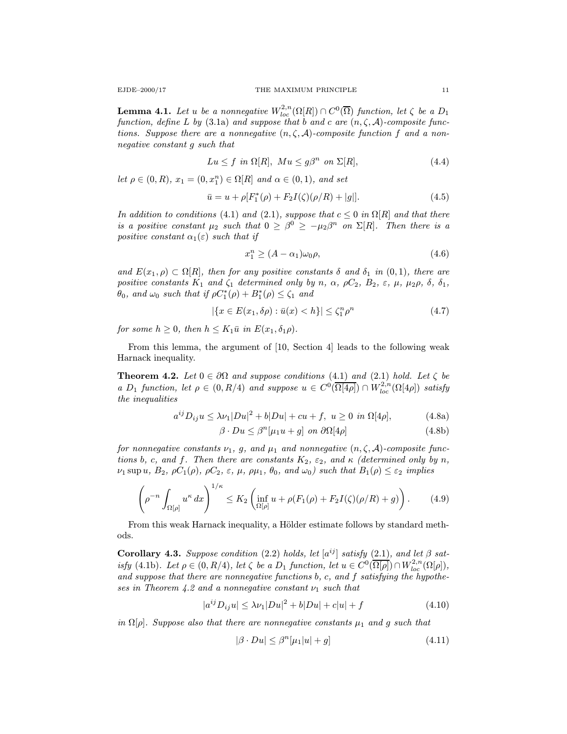**Lemma 4.1.** *Let $u$ be a nonnegative $W^{2,n}_{loc}(\Omega[R]) \cap C^0(\overline{\Omega})$ function, let $\zeta$ be a $D_1$ function, define $L$ by (3.1a) and suppose that $b$ and $c$ are $(n, \zeta, \mathcal{A})$-composite functions. Suppose there are a nonnegative $(n, \zeta, \mathcal{A})$-composite function $f$ and a nonnegative constant $g$ such that*

$$Lu \le f \text{ in } \Omega[R], \; Mu \le g\beta^n \text{ on } \Sigma[R], \tag{4.4}$$

*let $\rho \in (0, R)$, $x_1 = (0, x_1^n) \in \Omega[R]$ and $\alpha \in (0, 1)$, and set*

$$\bar{u} = u + \rho[F_1^*(\rho) + F_2 I(\zeta)(\rho/R) + |g|]. \tag{4.5}$$

*In addition to conditions (4.1) and (2.1), suppose that $c \le 0$ in $\Omega[R]$ and that there is a positive constant $\mu_2$ such that $0 \ge \beta^0 \ge -\mu_2\beta^n$ on $\Sigma[R]$. Then there is a positive constant $\alpha_1(\varepsilon)$ such that if*

$$x_1^n \ge (A - \alpha_1)\omega_0\rho, \tag{4.6}$$

*and $E(x_1, \rho) \subset \Omega[R]$, then for any positive constants $\delta$ and $\delta_1$ in $(0, 1)$, there are positive constants $K_1$ and $\zeta_1$ determined only by $n$, $\alpha$, $\rho C_2$, $B_2$, $\varepsilon$, $\mu$, $\mu_2\rho$, $\delta$, $\delta_1$, $\theta_0$, and $\omega_0$ such that if $\rho C_1^*(\rho) + B_1^*(\rho) \le \zeta_1$ and*

$$|\{x \in E(x_1, \delta\rho) : \bar{u}(x) < h\}| \le \zeta_1^n \rho^n \tag{4.7}$$

*for some $h \ge 0$, then $h \le K_1\bar{u}$ in $E(x_1, \delta_1\rho)$.*

From this lemma, the argument of [10, Section 4] leads to the following weak Harnack inequality.

**Theorem 4.2.** *Let $0 \in \partial\Omega$ and suppose conditions (4.1) and (2.1) hold. Let $\zeta$ be a $D_1$ function, let $\rho \in (0, R/4)$ and suppose $u \in C^0(\overline{\Omega[4\rho]}) \cap W^{2,n}_{loc}(\Omega[4\rho])$ satisfy the inequalities*

$$a^{ij}D_{ij}u \le \lambda\nu_1|Du|^2 + b|Du| + cu + f, \; u \ge 0 \text{ in } \Omega[4\rho], \tag{4.8a}$$

$$\beta \cdot Du \le \beta^n[\mu_1 u + g] \text{ on } \partial\Omega[4\rho] \tag{4.8b}$$

*for nonnegative constants $\nu_1$, $g$, and $\mu_1$ and nonnegative $(n, \zeta, \mathcal{A})$-composite functions $b$, $c$, and $f$. Then there are constants $K_2$, $\varepsilon_2$, and $\kappa$ (determined only by $n$, $\nu_1 \sup u$, $B_2$, $\rho C_1(\rho)$, $\rho C_2$, $\varepsilon$, $\mu$, $\rho\mu_1$, $\theta_0$, and $\omega_0$) such that $B_1(\rho) \le \varepsilon_2$ implies*

$$\left(\rho^{-n}\int_{\Omega[\rho]} u^\kappa \, dx\right)^{1/\kappa} \le K_2\left(\inf_{\Omega[\rho]} u + \rho(F_1(\rho) + F_2 I(\zeta)(\rho/R) + g)\right). \tag{4.9}$$

From this weak Harnack inequality, a Hölder estimate follows by standard methods.

**Corollary 4.3.** *Suppose condition (2.2) holds, let $[a^{ij}]$ satisfy (2.1), and let $\beta$ satisfy (4.1b). Let $\rho \in (0, R/4)$, let $\zeta$ be a $D_1$ function, let $u \in C^0(\overline{\Omega[\rho]}) \cap W^{2,n}_{loc}(\Omega[\rho])$, and suppose that there are nonnegative functions $b$, $c$, and $f$ satisfying the hypotheses in Theorem 4.2 and a nonnegative constant $\nu_1$ such that*

$$|a^{ij}D_{ij}u| \le \lambda\nu_1|Du|^2 + b|Du| + c|u| + f \tag{4.10}$$

*in $\Omega[\rho]$. Suppose also that there are nonnegative constants $\mu_1$ and $g$ such that*

$$|\beta \cdot Du| \le \beta^n[\mu_1|u| + g] \tag{4.11}$$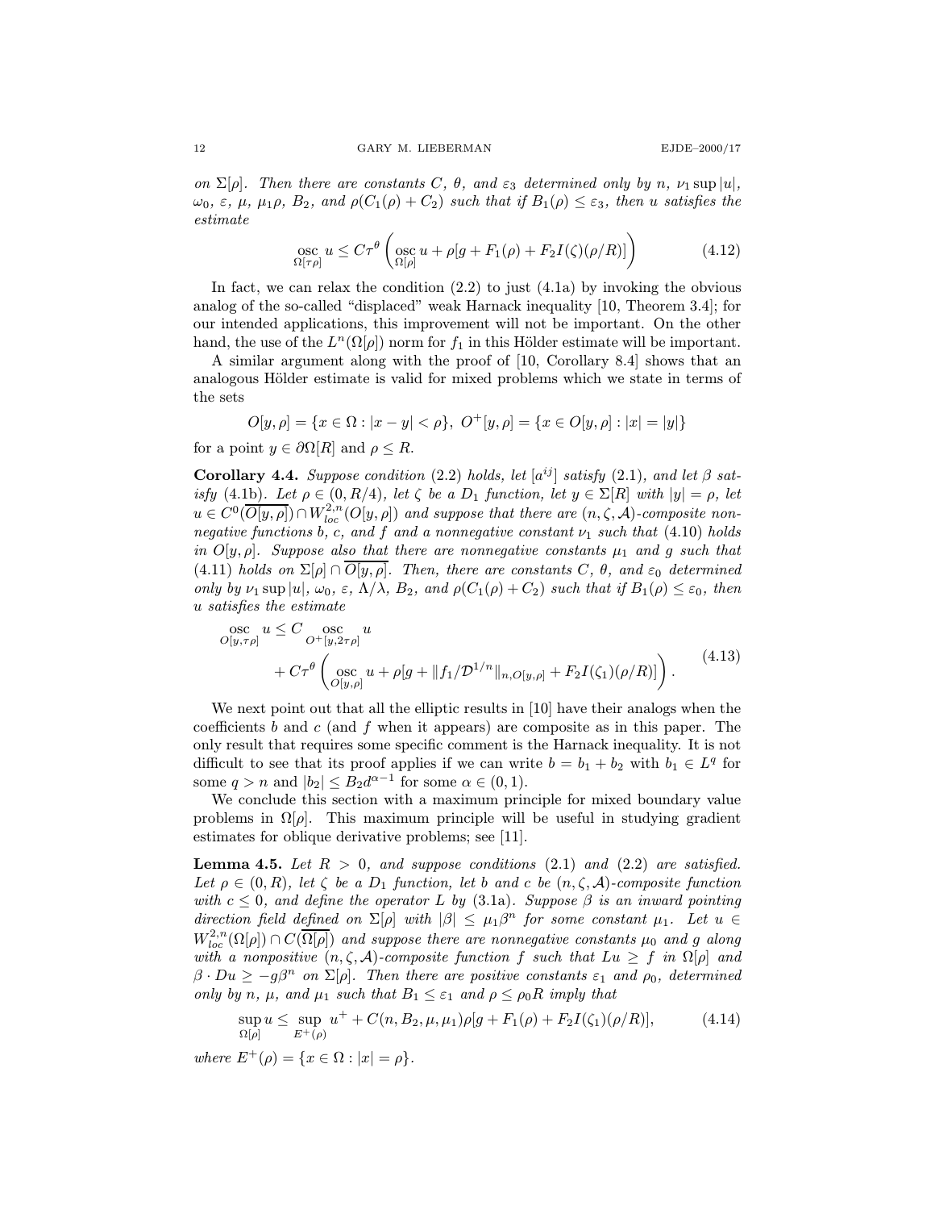*on $\Sigma[\rho]$. Then there are constants $C$, $\theta$, and $\varepsilon_3$ determined only by $n$, $\nu_1 \sup |u|$, $\omega_0$, $\varepsilon$, $\mu$, $\mu_1\rho$, $B_2$, and $\rho(C_1(\rho) + C_2)$ such that if $B_1(\rho) \le \varepsilon_3$, then $u$ satisfies the estimate*

$$\operatorname*{osc}_{\Omega[\tau\rho]} u \le C\tau^\theta \left( \operatorname*{osc}_{\Omega[\rho]} u + \rho[g + F_1(\rho) + F_2 I(\zeta)(\rho/R)] \right) \tag{4.12}$$

In fact, we can relax the condition (2.2) to just (4.1a) by invoking the obvious analog of the so-called "displaced" weak Harnack inequality [10, Theorem 3.4]; for our intended applications, this improvement will not be important. On the other hand, the use of the $L^n(\Omega[\rho])$ norm for $f_1$ in this Hölder estimate will be important.

A similar argument along with the proof of [10, Corollary 8.4] shows that an analogous Hölder estimate is valid for mixed problems which we state in terms of the sets

$$O[y,\rho] = \{x \in \Omega : |x - y| < \rho\},\ O^+[y,\rho] = \{x \in O[y,\rho] : |x| = |y|\}$$

for a point $y \in \partial\Omega[R]$ and $\rho \le R$.

**Corollary 4.4.** *Suppose condition (2.2) holds, let $[a^{ij}]$ satisfy (2.1), and let $\beta$ satisfy (4.1b). Let $\rho \in (0, R/4)$, let $\zeta$ be a $D_1$ function, let $y \in \Sigma[R]$ with $|y| = \rho$, let $u \in C^0(\overline{O[y,\rho]}) \cap W^{2,n}_{loc}(O[y,\rho])$ and suppose that there are $(n,\zeta,\mathcal{A})$-composite nonnegative functions $b$, $c$, and $f$ and a nonnegative constant $\nu_1$ such that (4.10) holds in $O[y,\rho]$. Suppose also that there are nonnegative constants $\mu_1$ and $g$ such that (4.11) holds on $\Sigma[\rho] \cap \overline{O[y,\rho]}$. Then, there are constants $C$, $\theta$, and $\varepsilon_0$ determined only by $\nu_1 \sup |u|$, $\omega_0$, $\varepsilon$, $\Lambda/\lambda$, $B_2$, and $\rho(C_1(\rho) + C_2)$ such that if $B_1(\rho) \le \varepsilon_0$, then $u$ satisfies the estimate*

$$\begin{aligned} \operatorname*{osc}_{O[y,\tau\rho]} u \le C \operatorname*{osc}_{O^+[y,2\tau\rho]} u \\ + C\tau^\theta \left( \operatorname*{osc}_{O[y,\rho]} u + \rho[g + \|f_1/\mathcal{D}^{1/n}\|_{n,O[y,\rho]} + F_2 I(\zeta_1)(\rho/R)] \right). \end{aligned} \tag{4.13}$$

We next point out that all the elliptic results in [10] have their analogs when the coefficients $b$ and $c$ (and $f$ when it appears) are composite as in this paper. The only result that requires some specific comment is the Harnack inequality. It is not difficult to see that its proof applies if we can write $b = b_1 + b_2$ with $b_1 \in L^q$ for some $q > n$ and $|b_2| \le B_2 d^{\alpha-1}$ for some $\alpha \in (0,1)$.

We conclude this section with a maximum principle for mixed boundary value problems in $\Omega[\rho]$. This maximum principle will be useful in studying gradient estimates for oblique derivative problems; see [11].

**Lemma 4.5.** *Let $R > 0$, and suppose conditions (2.1) and (2.2) are satisfied. Let $\rho \in (0,R)$, let $\zeta$ be a $D_1$ function, let $b$ and $c$ be $(n,\zeta,\mathcal{A})$-composite function with $c \le 0$, and define the operator $L$ by (3.1a). Suppose $\beta$ is an inward pointing direction field defined on $\Sigma[\rho]$ with $|\beta| \le \mu_1 \beta^n$ for some constant $\mu_1$. Let $u \in W^{2,n}_{loc}(\Omega[\rho]) \cap C(\overline{\Omega[\rho]})$ and suppose there are nonnegative constants $\mu_0$ and $g$ along with a nonpositive $(n,\zeta,\mathcal{A})$-composite function $f$ such that $Lu \ge f$ in $\Omega[\rho]$ and $\beta \cdot Du \ge -g\beta^n$ on $\Sigma[\rho]$. Then there are positive constants $\varepsilon_1$ and $\rho_0$, determined only by $n$, $\mu$, and $\mu_1$ such that $B_1 \le \varepsilon_1$ and $\rho \le \rho_0 R$ imply that*

$$\sup_{\Omega[\rho]} u \le \sup_{E^+(\rho)} u^+ + C(n, B_2, \mu, \mu_1)\rho[g + F_1(\rho) + F_2 I(\zeta_1)(\rho/R)], \tag{4.14}$$

*where $E^+(\rho) = \{x \in \Omega : |x| = \rho\}$.*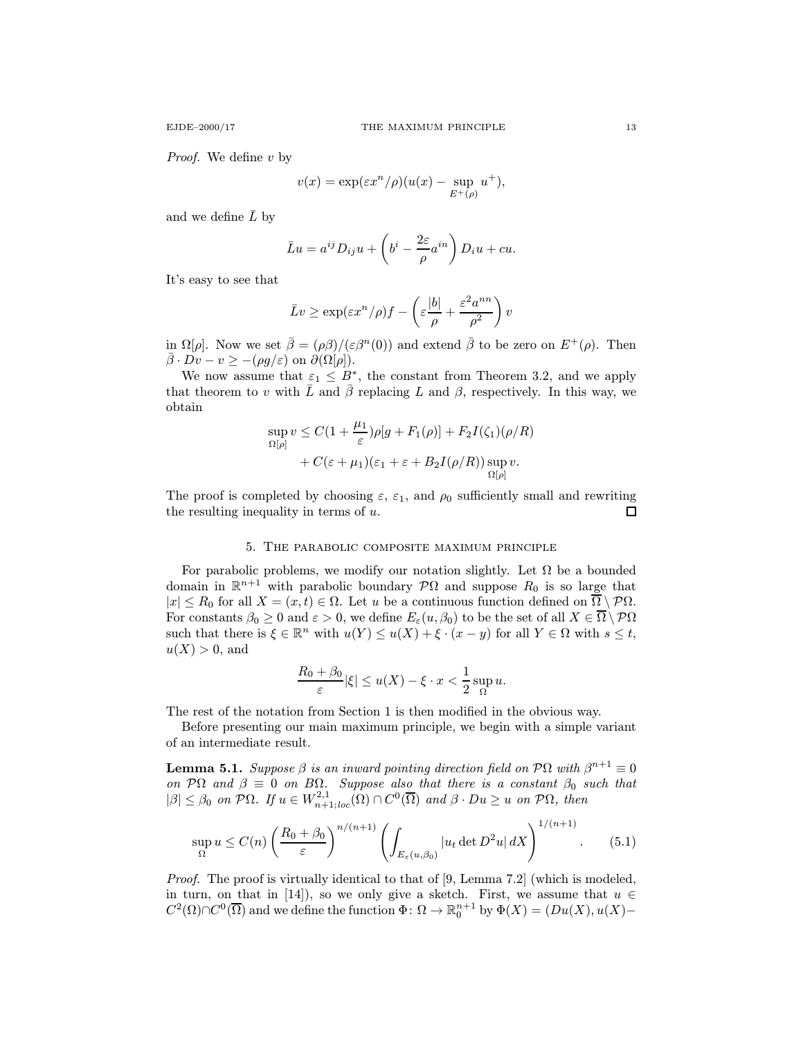*Proof.* We define $v$ by

$$v(x) = \exp(\varepsilon x^n/\rho)(u(x) - \sup_{E^+(\rho)} u^+),$$

and we define $\bar{L}$ by

$$\bar{L}u = a^{ij} D_{ij} u + \left( b^i - \frac{2\varepsilon}{\rho} a^{in} \right) D_i u + cu.$$

It's easy to see that

$$\bar{L}v \geq \exp(\varepsilon x^n/\rho) f - \left( \varepsilon \frac{|b|}{\rho} + \frac{\varepsilon^2 a^{nn}}{\rho^2} \right) v$$

in $\Omega[\rho]$. Now we set $\bar{\beta} = (\rho\beta)/(\varepsilon\beta^n(0))$ and extend $\bar{\beta}$ to be zero on $E^+(\rho)$. Then $\bar{\beta} \cdot Dv - v \geq -(\rho g/\varepsilon)$ on $\partial(\Omega[\rho])$.

We now assume that $\varepsilon_1 \leq B^*$, the constant from Theorem 3.2, and we apply that theorem to $v$ with $\bar{L}$ and $\bar{\beta}$ replacing $L$ and $\beta$, respectively. In this way, we obtain

$$\begin{aligned} \sup_{\Omega[\rho]} v \leq C(1 + \frac{\mu_1}{\varepsilon})\rho[g + F_1(\rho)] + F_2 I(\zeta_1)(\rho/R) \\ + C(\varepsilon + \mu_1)(\varepsilon_1 + \varepsilon + B_2 I(\rho/R)) \sup_{\Omega[\rho]} v. \end{aligned}$$

The proof is completed by choosing $\varepsilon$, $\varepsilon_1$, and $\rho_0$ sufficiently small and rewriting the resulting inequality in terms of $u$. □

## 5. The parabolic composite maximum principle

For parabolic problems, we modify our notation slightly. Let $\Omega$ be a bounded domain in $\mathbb{R}^{n+1}$ with parabolic boundary $\mathcal{P}\Omega$ and suppose $R_0$ is so large that $|x| \leq R_0$ for all $X = (x,t) \in \Omega$. Let $u$ be a continuous function defined on $\overline{\Omega} \setminus \mathcal{P}\Omega$. For constants $\beta_0 \geq 0$ and $\varepsilon > 0$, we define $E_\varepsilon(u, \beta_0)$ to be the set of all $X \in \overline{\Omega} \setminus \mathcal{P}\Omega$ such that there is $\xi \in \mathbb{R}^n$ with $u(Y) \leq u(X) + \xi \cdot (x - y)$ for all $Y \in \Omega$ with $s \leq t$, $u(X) > 0$, and

$$\frac{R_0 + \beta_0}{\varepsilon} |\xi| \leq u(X) - \xi \cdot x < \frac{1}{2} \sup_{\Omega} u.$$

The rest of the notation from Section 1 is then modified in the obvious way.

Before presenting our main maximum principle, we begin with a simple variant of an intermediate result.

**Lemma 5.1.** *Suppose $\beta$ is an inward pointing direction field on $\mathcal{P}\Omega$ with $\beta^{n+1} \equiv 0$ on $\mathcal{P}\Omega$ and $\beta \equiv 0$ on $B\Omega$. Suppose also that there is a constant $\beta_0$ such that $|\beta| \leq \beta_0$ on $\mathcal{P}\Omega$. If $u \in W^{2,1}_{n+1;loc}(\Omega) \cap C^0(\overline{\Omega})$ and $\beta \cdot Du \geq u$ on $\mathcal{P}\Omega$, then*

$$\sup_{\Omega} u \leq C(n) \left( \frac{R_0 + \beta_0}{\varepsilon} \right)^{n/(n+1)} \left( \int_{E_\varepsilon(u,\beta_0)} |u_t \det D^2 u| \, dX \right)^{1/(n+1)}. \tag{5.1}$$

*Proof.* The proof is virtually identical to that of [9, Lemma 7.2] (which is modeled, in turn, on that in [14]), so we only give a sketch. First, we assume that $u \in C^2(\Omega) \cap C^0(\overline{\Omega})$ and we define the function $\Phi \colon \Omega \to \mathbb{R}_0^{n+1}$ by $\Phi(X) = (Du(X), u(X) -$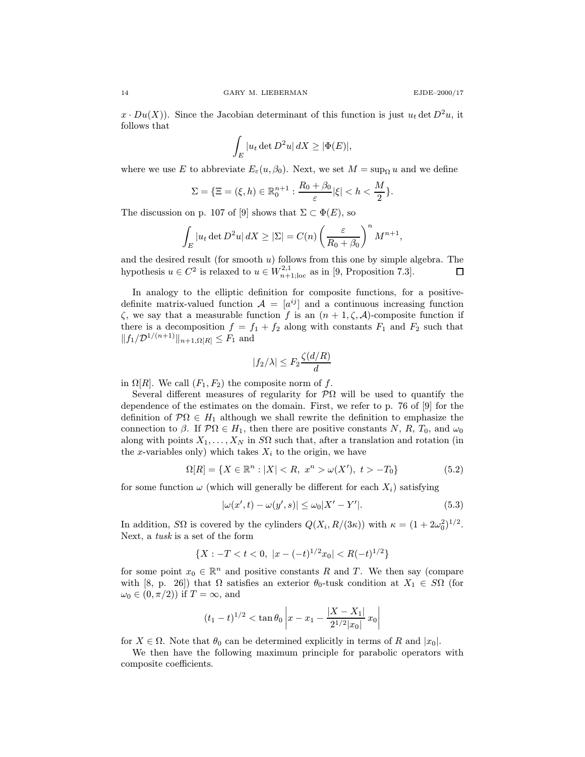$x \cdot Du(X))$. Since the Jacobian determinant of this function is just $u_t \det D^2 u$, it follows that

$$\int_E |u_t \det D^2 u| \, dX \geq |\Phi(E)|,$$

where we use $E$ to abbreviate $E_\varepsilon(u, \beta_0)$. Next, we set $M = \sup_\Omega u$ and we define

$$\Sigma = \{\Xi = (\xi, h) \in \mathbb{R}^{n+1}_0 : \frac{R_0 + \beta_0}{\varepsilon}|\xi| < h < \frac{M}{2}\}.$$

The discussion on p. 107 of [9] shows that $\Sigma \subset \Phi(E)$, so

$$\int_E |u_t \det D^2 u| \, dX \geq |\Sigma| = C(n) \left(\frac{\varepsilon}{R_0 + \beta_0}\right)^n M^{n+1},$$

and the desired result (for smooth $u$) follows from this one by simple algebra. The hypothesis $u \in C^2$ is relaxed to $u \in W^{2,1}_{n+1;\mathrm{loc}}$ as in [9, Proposition 7.3]. $\square$

In analogy to the elliptic definition for composite functions, for a positive-definite matrix-valued function $\mathcal{A} = [a^{ij}]$ and a continuous increasing function $\zeta$, we say that a measurable function $f$ is an $(n+1, \zeta, \mathcal{A})$-composite function if there is a decomposition $f = f_1 + f_2$ along with constants $F_1$ and $F_2$ such that $\|f_1/\mathcal{D}^{1/(n+1)}\|_{n+1,\Omega[R]} \leq F_1$ and

$$|f_2/\lambda| \leq F_2 \frac{\zeta(d/R)}{d}$$

in $\Omega[R]$. We call $(F_1, F_2)$ the composite norm of $f$.

Several different measures of regularity for $\mathcal{P}\Omega$ will be used to quantify the dependence of the estimates on the domain. First, we refer to p. 76 of [9] for the definition of $\mathcal{P}\Omega \in H_1$ although we shall rewrite the definition to emphasize the connection to $\beta$. If $\mathcal{P}\Omega \in H_1$, then there are positive constants $N$, $R$, $T_0$, and $\omega_0$ along with points $X_1, \dots, X_N$ in $S\Omega$ such that, after a translation and rotation (in the $x$-variables only) which takes $X_i$ to the origin, we have

$$\Omega[R] = \{X \in \mathbb{R}^n : |X| < R, \ x^n > \omega(X'), \ t > -T_0\} \tag{5.2}$$

for some function $\omega$ (which will generally be different for each $X_i$) satisfying

$$|\omega(x', t) - \omega(y', s)| \leq \omega_0 |X' - Y'|. \tag{5.3}$$

In addition, $S\Omega$ is covered by the cylinders $Q(X_i, R/(3\kappa))$ with $\kappa = (1 + 2\omega_0^2)^{1/2}$. Next, a *tusk* is a set of the form

$$\{X : -T < t < 0, \ |x - (-t)^{1/2} x_0| < R(-t)^{1/2}\}$$

for some point $x_0 \in \mathbb{R}^n$ and positive constants $R$ and $T$. We then say (compare with [8, p. 26]) that $\Omega$ satisfies an exterior $\theta_0$-tusk condition at $X_1 \in S\Omega$ (for $\omega_0 \in (0, \pi/2)$) if $T = \infty$, and

$$(t_1 - t)^{1/2} < \tan\theta_0 \left| x - x_1 - \frac{|X - X_1|}{2^{1/2}|x_0|} x_0 \right|$$

for $X \in \Omega$. Note that $\theta_0$ can be determined explicitly in terms of $R$ and $|x_0|$.

We then have the following maximum principle for parabolic operators with composite coefficients.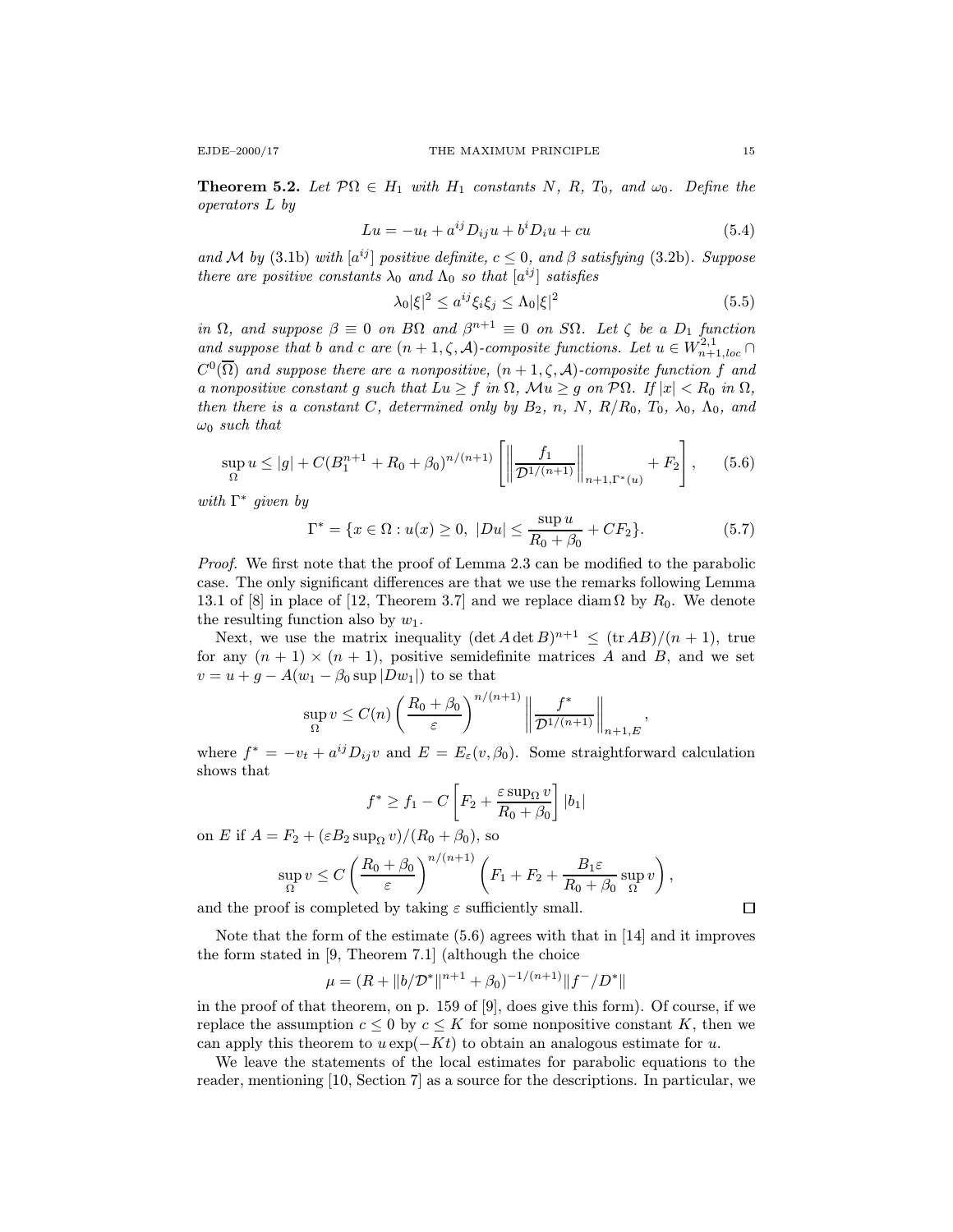**Theorem 5.2.** *Let $\mathcal{P}\Omega \in H_1$ with $H_1$ constants $N$, $R$, $T_0$, and $\omega_0$. Define the operators $L$ by*

$$Lu = -u_t + a^{ij}D_{ij}u + b^i D_i u + cu \tag{5.4}$$

*and $\mathcal{M}$ by (3.1b) with $[a^{ij}]$ positive definite, $c \le 0$, and $\beta$ satisfying (3.2b). Suppose there are positive constants $\lambda_0$ and $\Lambda_0$ so that $[a^{ij}]$ satisfies*

$$\lambda_0|\xi|^2 \le a^{ij}\xi_i\xi_j \le \Lambda_0|\xi|^2 \tag{5.5}$$

*in $\Omega$, and suppose $\beta \equiv 0$ on $B\Omega$ and $\beta^{n+1} \equiv 0$ on $S\Omega$. Let $\zeta$ be a $D_1$ function and suppose that $b$ and $c$ are $(n+1,\zeta,\mathcal{A})$-composite functions. Let $u \in W^{2,1}_{n+1,loc} \cap C^0(\overline{\Omega})$ and suppose there are a nonpositive, $(n+1,\zeta,\mathcal{A})$-composite function $f$ and a nonpositive constant $g$ such that $Lu \ge f$ in $\Omega$, $\mathcal{M}u \ge g$ on $\mathcal{P}\Omega$. If $|x| < R_0$ in $\Omega$, then there is a constant $C$, determined only by $B_2$, $n$, $N$, $R/R_0$, $T_0$, $\lambda_0$, $\Lambda_0$, and $\omega_0$ such that*

$$\sup_\Omega u \le |g| + C(B_1^{n+1} + R_0 + \beta_0)^{n/(n+1)}\left[\left\|\frac{f_1}{\mathcal{D}^{1/(n+1)}}\right\|_{n+1,\Gamma^*(u)} + F_2\right], \tag{5.6}$$

*with $\Gamma^*$ given by*

$$\Gamma^* = \{x \in \Omega : u(x) \ge 0,\ |Du| \le \frac{\sup u}{R_0+\beta_0} + CF_2\}. \tag{5.7}$$

*Proof.* We first note that the proof of Lemma 2.3 can be modified to the parabolic case. The only significant differences are that we use the remarks following Lemma 13.1 of [8] in place of [12, Theorem 3.7] and we replace $\operatorname{diam}\Omega$ by $R_0$. We denote the resulting function also by $w_1$.

Next, we use the matrix inequality $(\det A \det B)^{n+1} \le (\operatorname{tr} AB)/(n+1)$, true for any $(n+1)\times(n+1)$, positive semidefinite matrices $A$ and $B$, and we set $v = u + g - A(w_1 - \beta_0 \sup|Dw_1|)$ to se that

$$\sup_\Omega v \le C(n)\left(\frac{R_0+\beta_0}{\varepsilon}\right)^{n/(n+1)}\left\|\frac{f^*}{\mathcal{D}^{1/(n+1)}}\right\|_{n+1,E},$$

where $f^* = -v_t + a^{ij}D_{ij}v$ and $E = E_\varepsilon(v,\beta_0)$. Some straightforward calculation shows that

$$f^* \ge f_1 - C\left[F_2 + \frac{\varepsilon \sup_\Omega v}{R_0+\beta_0}\right]|b_1|$$

on $E$ if $A = F_2 + (\varepsilon B_2 \sup_\Omega v)/(R_0+\beta_0)$, so

$$\sup_\Omega v \le C\left(\frac{R_0+\beta_0}{\varepsilon}\right)^{n/(n+1)}\left(F_1 + F_2 + \frac{B_1\varepsilon}{R_0+\beta_0}\sup_\Omega v\right),$$

and the proof is completed by taking $\varepsilon$ sufficiently small. $\square$

Note that the form of the estimate (5.6) agrees with that in [14] and it improves the form stated in [9, Theorem 7.1] (although the choice

$$\mu = (R + \|b/\mathcal{D}^*\|^{n+1} + \beta_0)^{-1/(n+1)}\|f^-/D^*\|$$

in the proof of that theorem, on p. 159 of [9], does give this form). Of course, if we replace the assumption $c \le 0$ by $c \le K$ for some nonpositive constant $K$, then we can apply this theorem to $u\exp(-Kt)$ to obtain an analogous estimate for $u$.

We leave the statements of the local estimates for parabolic equations to the reader, mentioning [10, Section 7] as a source for the descriptions. In particular, we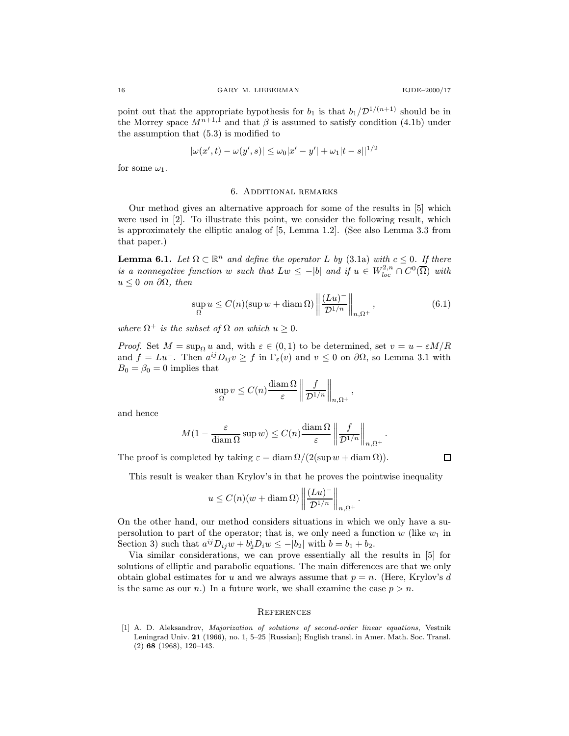point out that the appropriate hypothesis for $b_1$ is that $b_1/\mathcal{D}^{1/(n+1)}$ should be in the Morrey space $M^{n+1,1}$ and that $\beta$ is assumed to satisfy condition (4.1b) under the assumption that (5.3) is modified to

$$|\omega(x',t)-\omega(y',s)|\le \omega_0|x'-y'|+\omega_1|t-s||^{1/2}$$

for some $\omega_1$.

## 6. Additional remarks

Our method gives an alternative approach for some of the results in [5] which were used in [2]. To illustrate this point, we consider the following result, which is approximately the elliptic analog of [5, Lemma 1.2]. (See also Lemma 3.3 from that paper.)

**Lemma 6.1.** *Let $\Omega\subset\mathbb{R}^n$ and define the operator $L$ by (3.1a) with $c\le 0$. If there is a nonnegative function $w$ such that $Lw\le -|b|$ and if $u\in W^{2,n}_{loc}\cap C^0(\overline{\Omega})$ with $u\le 0$ on $\partial\Omega$, then*

$$\sup_\Omega u\le C(n)(\sup w+\operatorname{diam}\Omega)\left\|\frac{(Lu)^-}{\mathcal{D}^{1/n}}\right\|_{n,\Omega^+}, \tag{6.1}$$

*where $\Omega^+$ is the subset of $\Omega$ on which $u\ge 0$.*

*Proof.* Set $M=\sup_\Omega u$ and, with $\varepsilon\in(0,1)$ to be determined, set $v=u-\varepsilon M/R$ and $f=Lu^-$. Then $a^{ij}D_{ij}v\ge f$ in $\Gamma_\varepsilon(v)$ and $v\le 0$ on $\partial\Omega$, so Lemma 3.1 with $B_0=\beta_0=0$ implies that

$$\sup_\Omega v\le C(n)\frac{\operatorname{diam}\Omega}{\varepsilon}\left\|\frac{f}{\mathcal{D}^{1/n}}\right\|_{n,\Omega^+},$$

and hence

$$M(1-\frac{\varepsilon}{\operatorname{diam}\Omega}\sup w)\le C(n)\frac{\operatorname{diam}\Omega}{\varepsilon}\left\|\frac{f}{\mathcal{D}^{1/n}}\right\|_{n,\Omega^+}.$$

The proof is completed by taking $\varepsilon=\operatorname{diam}\Omega/(2(\sup w+\operatorname{diam}\Omega))$. □

This result is weaker than Krylov's in that he proves the pointwise inequality

$$u\le C(n)(w+\operatorname{diam}\Omega)\left\|\frac{(Lu)^-}{\mathcal{D}^{1/n}}\right\|_{n,\Omega^+}.$$

On the other hand, our method considers situations in which we only have a supersolution to part of the operator; that is, we only need a function $w$ (like $w_1$ in Section 3) such that $a^{ij}D_{ij}w+b_2^iD_iw\le -|b_2|$ with $b=b_1+b_2$.

Via similar considerations, we can prove essentially all the results in [5] for solutions of elliptic and parabolic equations. The main differences are that we only obtain global estimates for $u$ and we always assume that $p=n$. (Here, Krylov's $d$ is the same as our $n$.) In a future work, we shall examine the case $p>n$.

## References

[1] A. D. Aleksandrov, *Majorization of solutions of second-order linear equations*, Vestnik Leningrad Univ. **21** (1966), no. 1, 5–25 [Russian]; English transl. in Amer. Math. Soc. Transl. (2) **68** (1968), 120–143.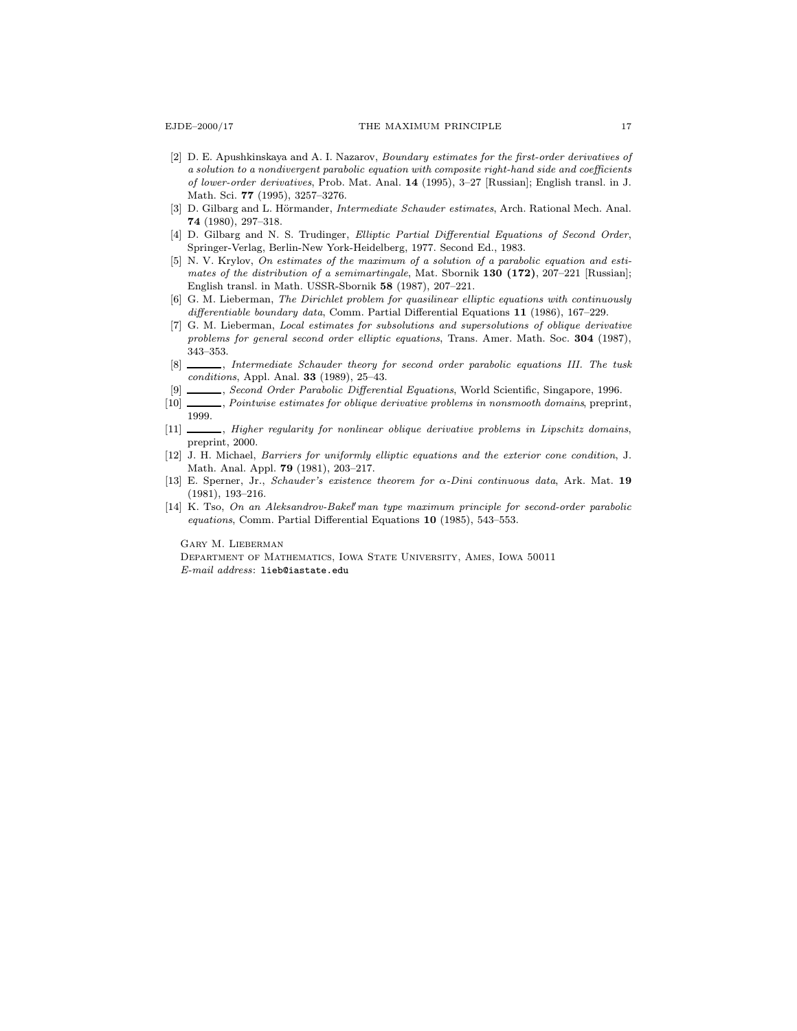[2] D. E. Apushkinskaya and A. I. Nazarov, *Boundary estimates for the first-order derivatives of a solution to a nondivergent parabolic equation with composite right-hand side and coefficients of lower-order derivatives*, Prob. Mat. Anal. **14** (1995), 3–27 [Russian]; English transl. in J. Math. Sci. **77** (1995), 3257–3276.

[3] D. Gilbarg and L. Hörmander, *Intermediate Schauder estimates*, Arch. Rational Mech. Anal. **74** (1980), 297–318.

[4] D. Gilbarg and N. S. Trudinger, *Elliptic Partial Differential Equations of Second Order*, Springer-Verlag, Berlin-New York-Heidelberg, 1977. Second Ed., 1983.

[5] N. V. Krylov, *On estimates of the maximum of a solution of a parabolic equation and estimates of the distribution of a semimartingale*, Mat. Sbornik **130 (172)**, 207–221 [Russian]; English transl. in Math. USSR-Sbornik **58** (1987), 207–221.

[6] G. M. Lieberman, *The Dirichlet problem for quasilinear elliptic equations with continuously differentiable boundary data*, Comm. Partial Differential Equations **11** (1986), 167–229.

[7] G. M. Lieberman, *Local estimates for subsolutions and supersolutions of oblique derivative problems for general second order elliptic equations*, Trans. Amer. Math. Soc. **304** (1987), 343–353.

[8] ______, *Intermediate Schauder theory for second order parabolic equations III. The tusk conditions*, Appl. Anal. **33** (1989), 25–43.

[9] ______, *Second Order Parabolic Differential Equations*, World Scientific, Singapore, 1996.

[10] ______, *Pointwise estimates for oblique derivative problems in nonsmooth domains*, preprint, 1999.

[11] ______, *Higher regularity for nonlinear oblique derivative problems in Lipschitz domains*, preprint, 2000.

[12] J. H. Michael, *Barriers for uniformly elliptic equations and the exterior cone condition*, J. Math. Anal. Appl. **79** (1981), 203–217.

[13] E. Sperner, Jr., *Schauder's existence theorem for $\alpha$-Dini continuous data*, Ark. Mat. **19** (1981), 193–216.

[14] K. Tso, *On an Aleksandrov-Bakel′man type maximum principle for second-order parabolic equations*, Comm. Partial Differential Equations **10** (1985), 543–553.

Gary M. Lieberman

Department of Mathematics, Iowa State University, Ames, Iowa 50011

*E-mail address*: lieb@iastate.edu